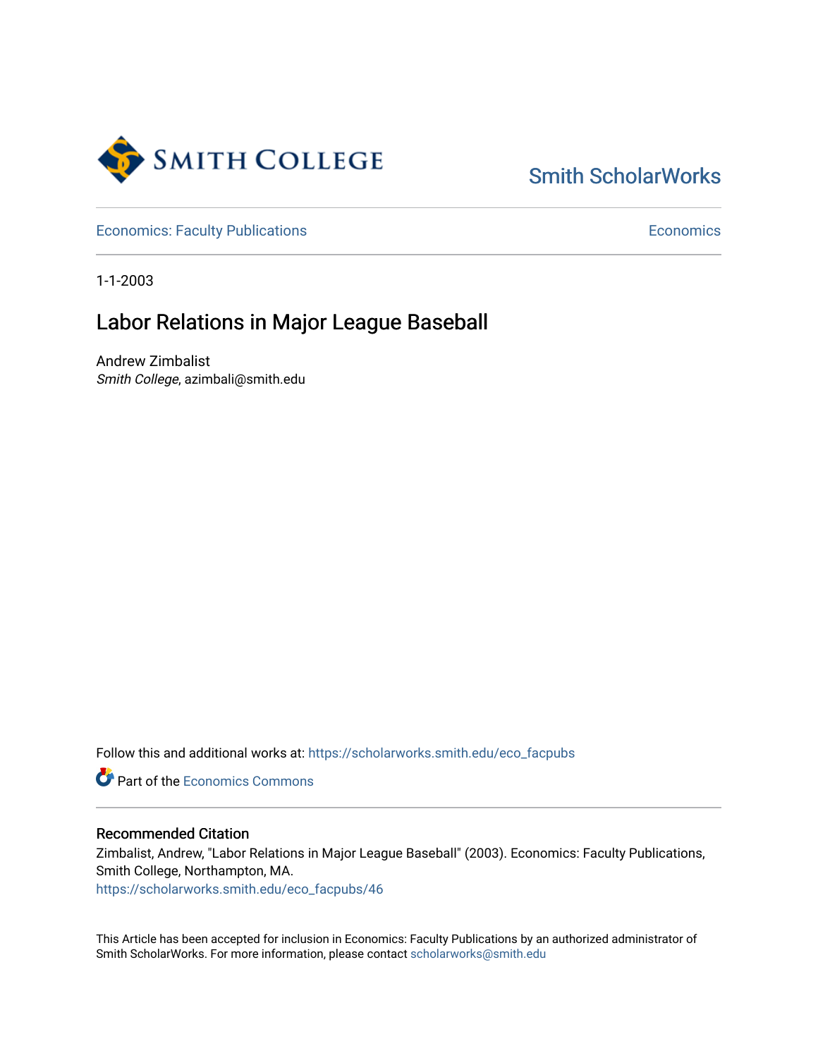Smith College

Smith ScholarWorks

Economics: Faculty Publications

Economics

1-1-2003

# Labor Relations in Major League Baseball

Andrew Zimbalist
*Smith College*, azimbali@smith.edu

Follow this and additional works at: https://scholarworks.smith.edu/eco_facpubs

Part of the Economics Commons

### Recommended Citation

Zimbalist, Andrew, "Labor Relations in Major League Baseball" (2003). Economics: Faculty Publications, Smith College, Northampton, MA.
https://scholarworks.smith.edu/eco_facpubs/46

This Article has been accepted for inclusion in Economics: Faculty Publications by an authorized administrator of Smith ScholarWorks. For more information, please contact scholarworks@smith.edu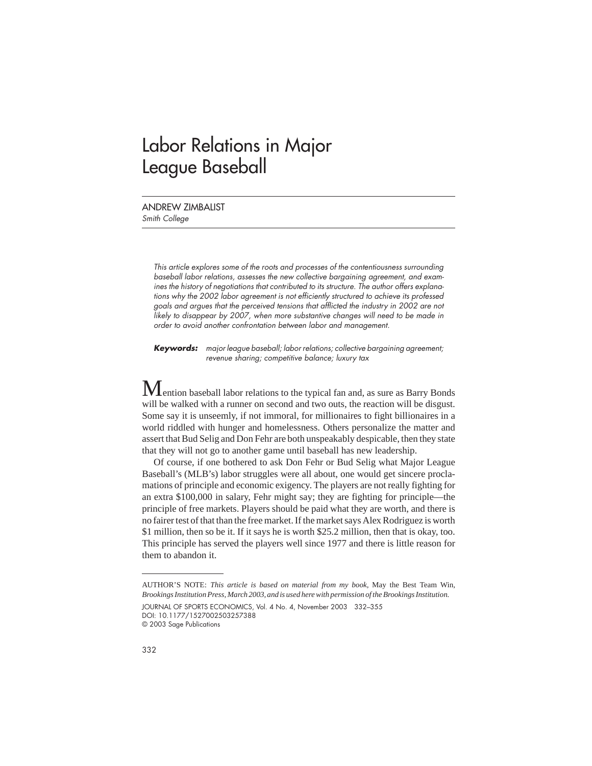# Labor Relations in Major League Baseball

ANDREW ZIMBALIST
*Smith College*

*This article explores some of the roots and processes of the contentiousness surrounding baseball labor relations, assesses the new collective bargaining agreement, and examines the history of negotiations that contributed to its structure. The author offers explanations why the 2002 labor agreement is not efficiently structured to achieve its professed goals and argues that the perceived tensions that afflicted the industry in 2002 are not likely to disappear by 2007, when more substantive changes will need to be made in order to avoid another confrontation between labor and management.*

***Keywords:*** *major league baseball; labor relations; collective bargaining agreement; revenue sharing; competitive balance; luxury tax*

Mention baseball labor relations to the typical fan and, as sure as Barry Bonds will be walked with a runner on second and two outs, the reaction will be disgust. Some say it is unseemly, if not immoral, for millionaires to fight billionaires in a world riddled with hunger and homelessness. Others personalize the matter and assert that Bud Selig and Don Fehr are both unspeakably despicable, then they state that they will not go to another game until baseball has new leadership.

Of course, if one bothered to ask Don Fehr or Bud Selig what Major League Baseball's (MLB's) labor struggles were all about, one would get sincere proclamations of principle and economic exigency. The players are not really fighting for an extra $100,000 in salary, Fehr might say; they are fighting for principle—the principle of free markets. Players should be paid what they are worth, and there is no fairer test of that than the free market. If the market says Alex Rodriguez is worth $1 million, then so be it. If it says he is worth $25.2 million, then that is okay, too. This principle has served the players well since 1977 and there is little reason for them to abandon it.

AUTHOR'S NOTE: *This article is based on material from my book,* May the Best Team Win, *Brookings Institution Press, March 2003, and is used here with permission of the Brookings Institution.*

JOURNAL OF SPORTS ECONOMICS, Vol. 4 No. 4, November 2003 332–355
DOI: 10.1177/1527002503257388
© 2003 Sage Publications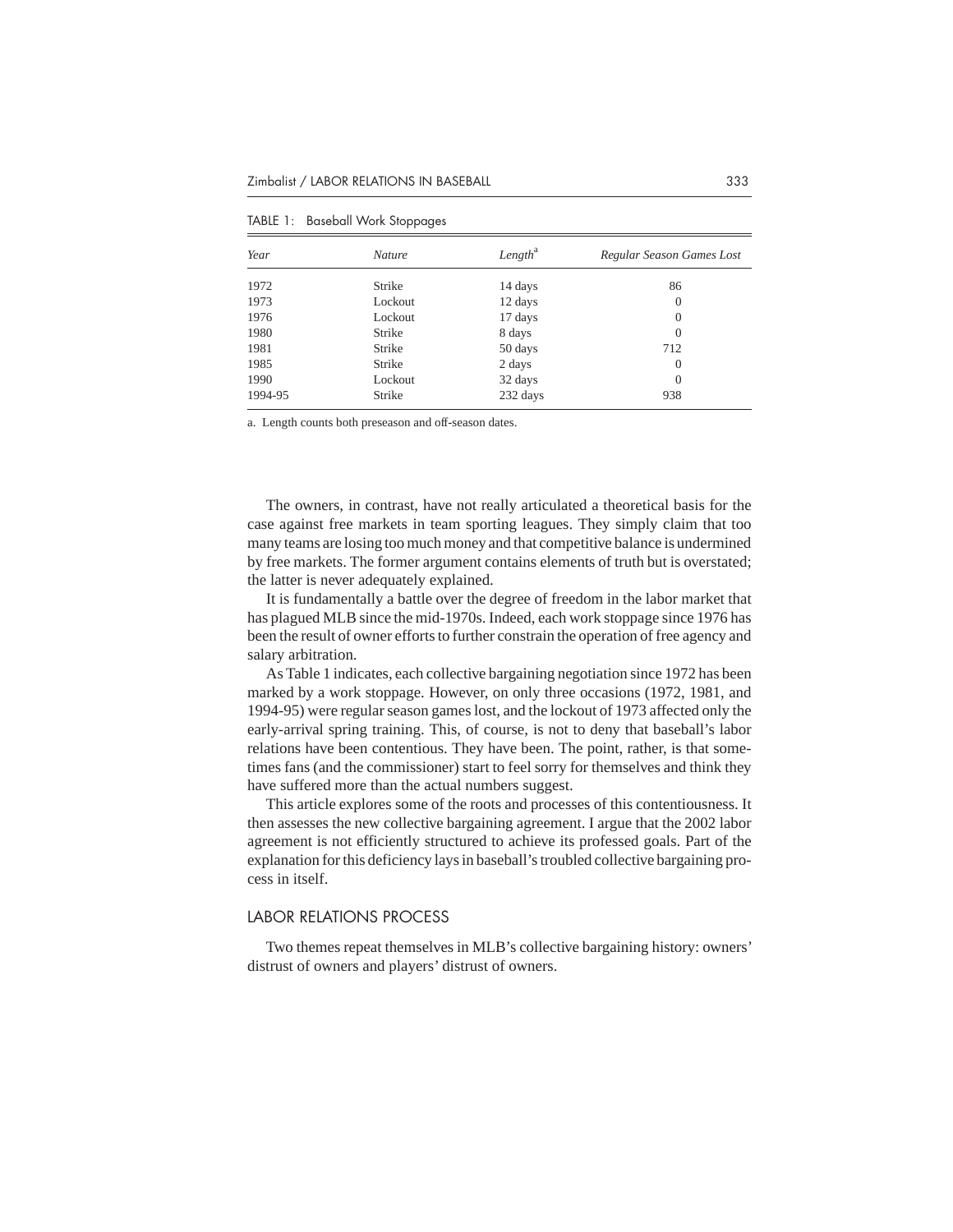TABLE 1: Baseball Work Stoppages

| *Year* | *Nature* | *Length*[a] | *Regular Season Games Lost* |
|---|---|---|---|
| 1972 | Strike | 14 days | 86 |
| 1973 | Lockout | 12 days | 0 |
| 1976 | Lockout | 17 days | 0 |
| 1980 | Strike | 8 days | 0 |
| 1981 | Strike | 50 days | 712 |
| 1985 | Strike | 2 days | 0 |
| 1990 | Lockout | 32 days | 0 |
| 1994-95 | Strike | 232 days | 938 |

a. Length counts both preseason and off-season dates.

The owners, in contrast, have not really articulated a theoretical basis for the case against free markets in team sporting leagues. They simply claim that too many teams are losing too much money and that competitive balance is undermined by free markets. The former argument contains elements of truth but is overstated; the latter is never adequately explained.

It is fundamentally a battle over the degree of freedom in the labor market that has plagued MLB since the mid-1970s. Indeed, each work stoppage since 1976 has been the result of owner efforts to further constrain the operation of free agency and salary arbitration.

As Table 1 indicates, each collective bargaining negotiation since 1972 has been marked by a work stoppage. However, on only three occasions (1972, 1981, and 1994-95) were regular season games lost, and the lockout of 1973 affected only the early-arrival spring training. This, of course, is not to deny that baseball's labor relations have been contentious. They have been. The point, rather, is that sometimes fans (and the commissioner) start to feel sorry for themselves and think they have suffered more than the actual numbers suggest.

This article explores some of the roots and processes of this contentiousness. It then assesses the new collective bargaining agreement. I argue that the 2002 labor agreement is not efficiently structured to achieve its professed goals. Part of the explanation for this deficiency lays in baseball's troubled collective bargaining process in itself.

## LABOR RELATIONS PROCESS

Two themes repeat themselves in MLB's collective bargaining history: owners' distrust of owners and players' distrust of owners.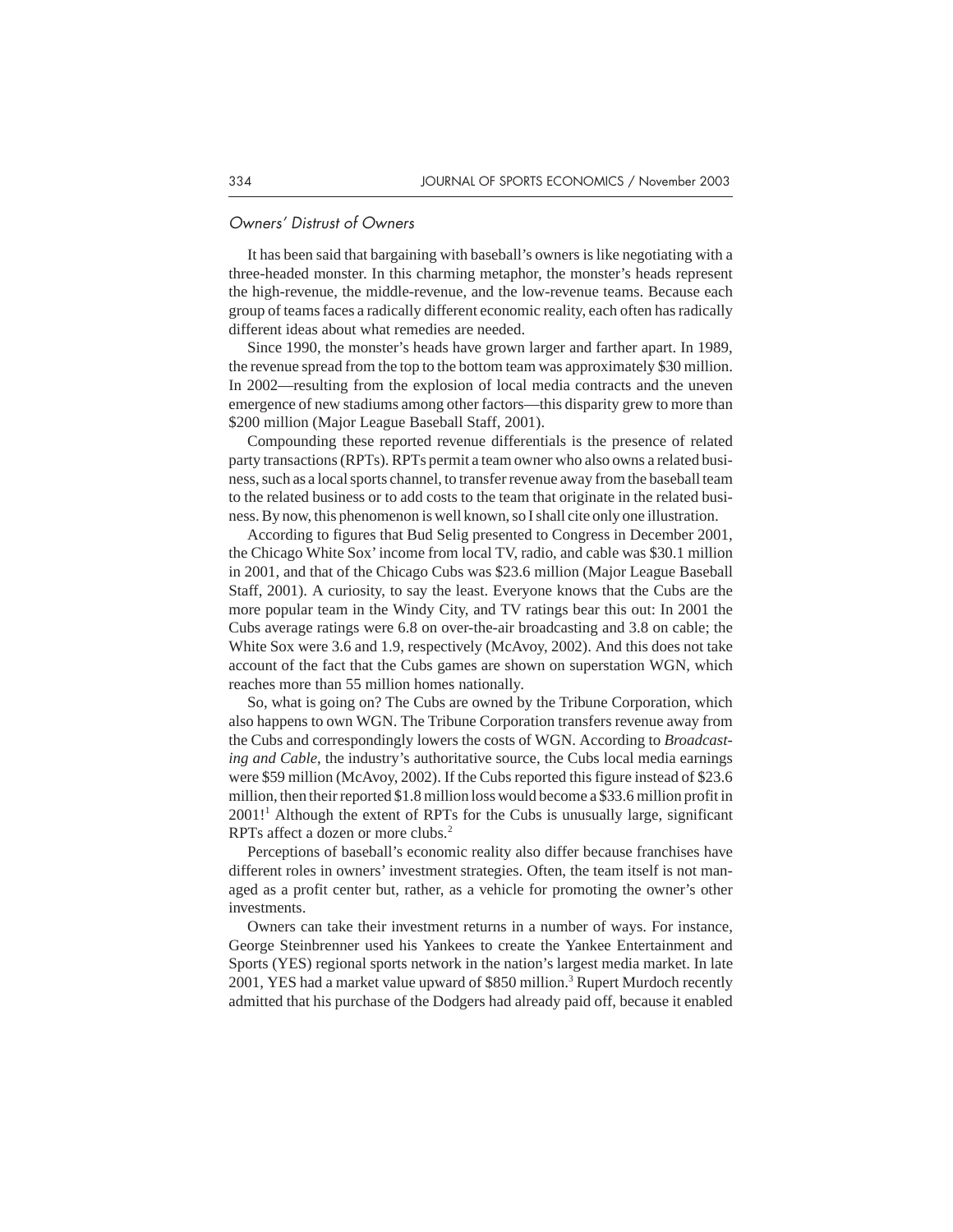### *Owners' Distrust of Owners*

It has been said that bargaining with baseball's owners is like negotiating with a three-headed monster. In this charming metaphor, the monster's heads represent the high-revenue, the middle-revenue, and the low-revenue teams. Because each group of teams faces a radically different economic reality, each often has radically different ideas about what remedies are needed.

Since 1990, the monster's heads have grown larger and farther apart. In 1989, the revenue spread from the top to the bottom team was approximately $30 million. In 2002—resulting from the explosion of local media contracts and the uneven emergence of new stadiums among other factors—this disparity grew to more than $200 million (Major League Baseball Staff, 2001).

Compounding these reported revenue differentials is the presence of related party transactions (RPTs). RPTs permit a team owner who also owns a related business, such as a local sports channel, to transfer revenue away from the baseball team to the related business or to add costs to the team that originate in the related business. By now, this phenomenon is well known, so I shall cite only one illustration.

According to figures that Bud Selig presented to Congress in December 2001, the Chicago White Sox' income from local TV, radio, and cable was $30.1 million in 2001, and that of the Chicago Cubs was $23.6 million (Major League Baseball Staff, 2001). A curiosity, to say the least. Everyone knows that the Cubs are the more popular team in the Windy City, and TV ratings bear this out: In 2001 the Cubs average ratings were 6.8 on over-the-air broadcasting and 3.8 on cable; the White Sox were 3.6 and 1.9, respectively (McAvoy, 2002). And this does not take account of the fact that the Cubs games are shown on superstation WGN, which reaches more than 55 million homes nationally.

So, what is going on? The Cubs are owned by the Tribune Corporation, which also happens to own WGN. The Tribune Corporation transfers revenue away from the Cubs and correspondingly lowers the costs of WGN. According to *Broadcasting and Cable*, the industry's authoritative source, the Cubs local media earnings were $59 million (McAvoy, 2002). If the Cubs reported this figure instead of $23.6 million, then their reported $1.8 million loss would become a $33.6 million profit in 2001![1] Although the extent of RPTs for the Cubs is unusually large, significant RPTs affect a dozen or more clubs.[2]

Perceptions of baseball's economic reality also differ because franchises have different roles in owners' investment strategies. Often, the team itself is not managed as a profit center but, rather, as a vehicle for promoting the owner's other investments.

Owners can take their investment returns in a number of ways. For instance, George Steinbrenner used his Yankees to create the Yankee Entertainment and Sports (YES) regional sports network in the nation's largest media market. In late 2001, YES had a market value upward of $850 million.[3] Rupert Murdoch recently admitted that his purchase of the Dodgers had already paid off, because it enabled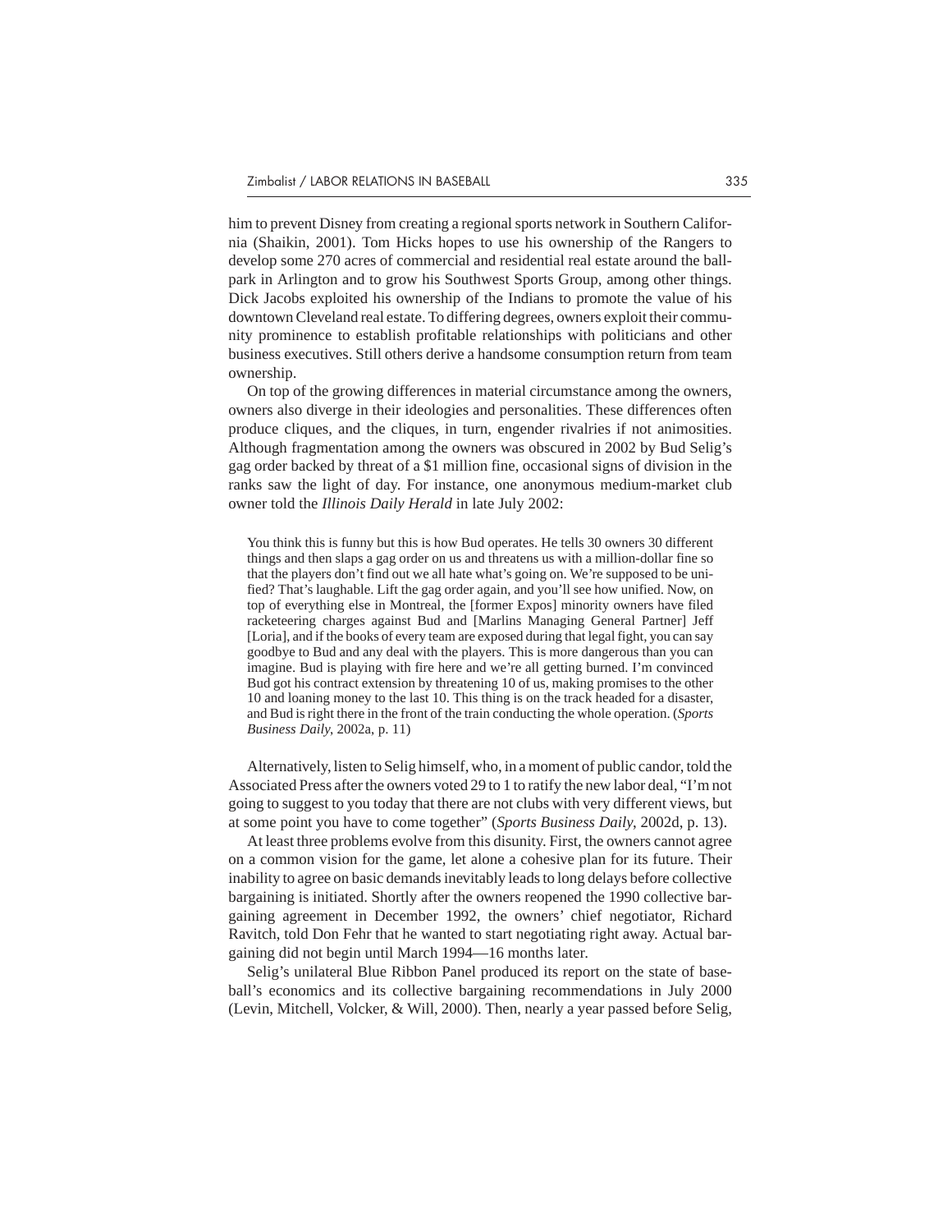him to prevent Disney from creating a regional sports network in Southern California (Shaikin, 2001). Tom Hicks hopes to use his ownership of the Rangers to develop some 270 acres of commercial and residential real estate around the ballpark in Arlington and to grow his Southwest Sports Group, among other things. Dick Jacobs exploited his ownership of the Indians to promote the value of his downtown Cleveland real estate. To differing degrees, owners exploit their community prominence to establish profitable relationships with politicians and other business executives. Still others derive a handsome consumption return from team ownership.

On top of the growing differences in material circumstance among the owners, owners also diverge in their ideologies and personalities. These differences often produce cliques, and the cliques, in turn, engender rivalries if not animosities. Although fragmentation among the owners was obscured in 2002 by Bud Selig's gag order backed by threat of a $1 million fine, occasional signs of division in the ranks saw the light of day. For instance, one anonymous medium-market club owner told the *Illinois Daily Herald* in late July 2002:

> You think this is funny but this is how Bud operates. He tells 30 owners 30 different things and then slaps a gag order on us and threatens us with a million-dollar fine so that the players don't find out we all hate what's going on. We're supposed to be unified? That's laughable. Lift the gag order again, and you'll see how unified. Now, on top of everything else in Montreal, the [former Expos] minority owners have filed racketeering charges against Bud and [Marlins Managing General Partner] Jeff [Loria], and if the books of every team are exposed during that legal fight, you can say goodbye to Bud and any deal with the players. This is more dangerous than you can imagine. Bud is playing with fire here and we're all getting burned. I'm convinced Bud got his contract extension by threatening 10 of us, making promises to the other 10 and loaning money to the last 10. This thing is on the track headed for a disaster, and Bud is right there in the front of the train conducting the whole operation. (*Sports Business Daily*, 2002a, p. 11)

Alternatively, listen to Selig himself, who, in a moment of public candor, told the Associated Press after the owners voted 29 to 1 to ratify the new labor deal, "I'm not going to suggest to you today that there are not clubs with very different views, but at some point you have to come together" (*Sports Business Daily*, 2002d, p. 13).

At least three problems evolve from this disunity. First, the owners cannot agree on a common vision for the game, let alone a cohesive plan for its future. Their inability to agree on basic demands inevitably leads to long delays before collective bargaining is initiated. Shortly after the owners reopened the 1990 collective bargaining agreement in December 1992, the owners' chief negotiator, Richard Ravitch, told Don Fehr that he wanted to start negotiating right away. Actual bargaining did not begin until March 1994—16 months later.

Selig's unilateral Blue Ribbon Panel produced its report on the state of baseball's economics and its collective bargaining recommendations in July 2000 (Levin, Mitchell, Volcker, & Will, 2000). Then, nearly a year passed before Selig,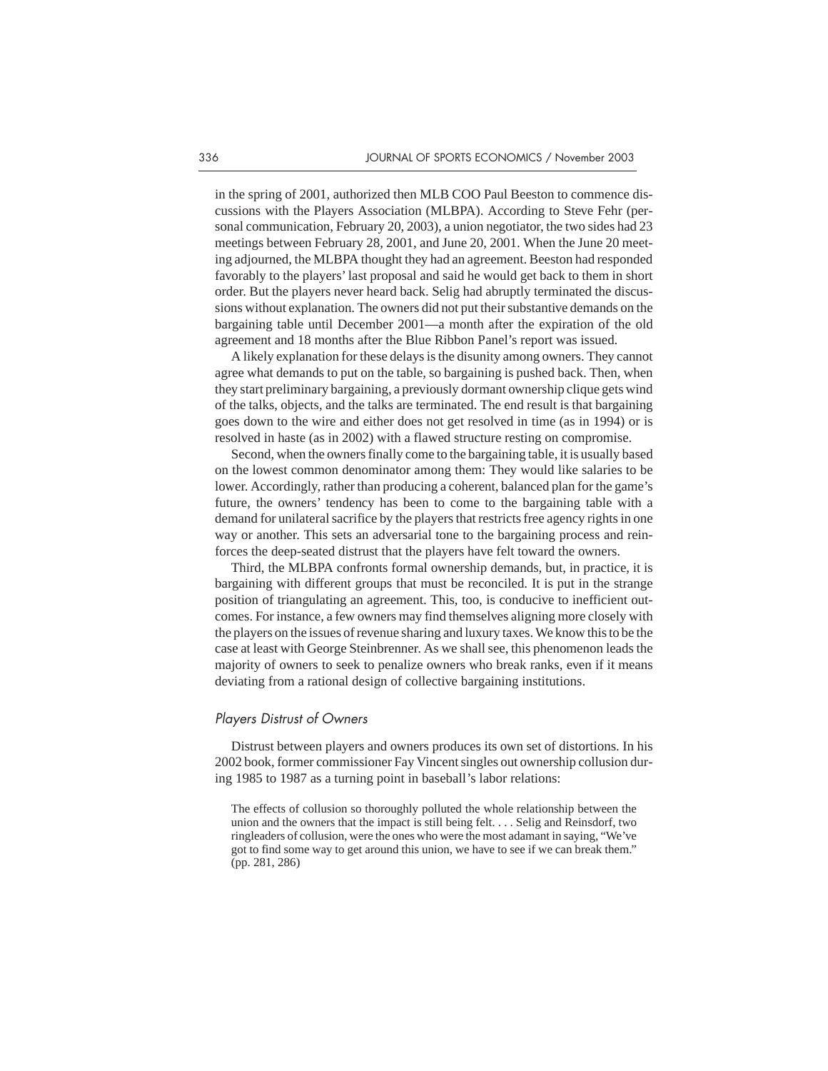in the spring of 2001, authorized then MLB COO Paul Beeston to commence discussions with the Players Association (MLBPA). According to Steve Fehr (personal communication, February 20, 2003), a union negotiator, the two sides had 23 meetings between February 28, 2001, and June 20, 2001. When the June 20 meeting adjourned, the MLBPA thought they had an agreement. Beeston had responded favorably to the players' last proposal and said he would get back to them in short order. But the players never heard back. Selig had abruptly terminated the discussions without explanation. The owners did not put their substantive demands on the bargaining table until December 2001—a month after the expiration of the old agreement and 18 months after the Blue Ribbon Panel's report was issued.

A likely explanation for these delays is the disunity among owners. They cannot agree what demands to put on the table, so bargaining is pushed back. Then, when they start preliminary bargaining, a previously dormant ownership clique gets wind of the talks, objects, and the talks are terminated. The end result is that bargaining goes down to the wire and either does not get resolved in time (as in 1994) or is resolved in haste (as in 2002) with a flawed structure resting on compromise.

Second, when the owners finally come to the bargaining table, it is usually based on the lowest common denominator among them: They would like salaries to be lower. Accordingly, rather than producing a coherent, balanced plan for the game's future, the owners' tendency has been to come to the bargaining table with a demand for unilateral sacrifice by the players that restricts free agency rights in one way or another. This sets an adversarial tone to the bargaining process and reinforces the deep-seated distrust that the players have felt toward the owners.

Third, the MLBPA confronts formal ownership demands, but, in practice, it is bargaining with different groups that must be reconciled. It is put in the strange position of triangulating an agreement. This, too, is conducive to inefficient outcomes. For instance, a few owners may find themselves aligning more closely with the players on the issues of revenue sharing and luxury taxes. We know this to be the case at least with George Steinbrenner. As we shall see, this phenomenon leads the majority of owners to seek to penalize owners who break ranks, even if it means deviating from a rational design of collective bargaining institutions.

### *Players Distrust of Owners*

Distrust between players and owners produces its own set of distortions. In his 2002 book, former commissioner Fay Vincent singles out ownership collusion during 1985 to 1987 as a turning point in baseball's labor relations:

> The effects of collusion so thoroughly polluted the whole relationship between the union and the owners that the impact is still being felt. . . . Selig and Reinsdorf, two ringleaders of collusion, were the ones who were the most adamant in saying, "We've got to find some way to get around this union, we have to see if we can break them." (pp. 281, 286)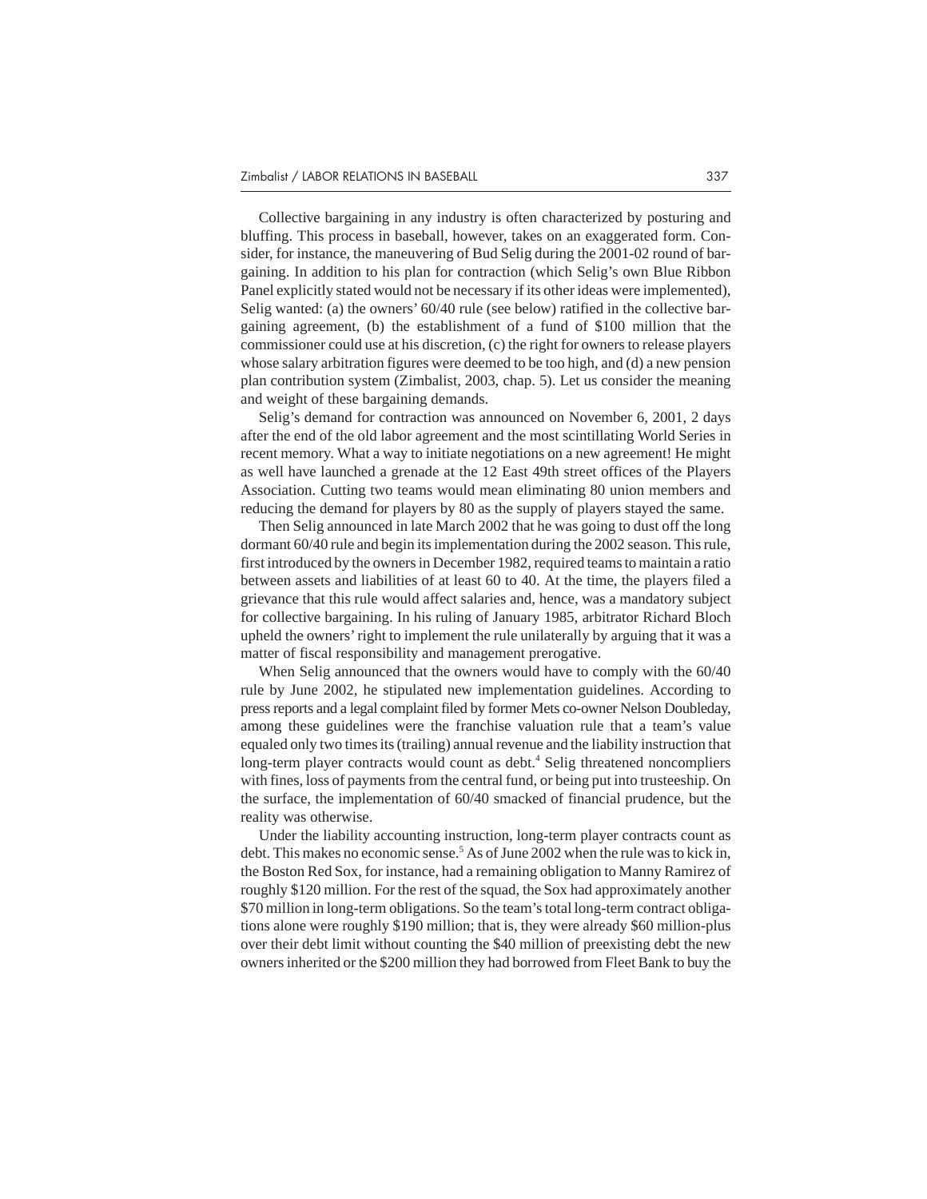Collective bargaining in any industry is often characterized by posturing and bluffing. This process in baseball, however, takes on an exaggerated form. Consider, for instance, the maneuvering of Bud Selig during the 2001-02 round of bargaining. In addition to his plan for contraction (which Selig's own Blue Ribbon Panel explicitly stated would not be necessary if its other ideas were implemented), Selig wanted: (a) the owners' 60/40 rule (see below) ratified in the collective bargaining agreement, (b) the establishment of a fund of $100 million that the commissioner could use at his discretion, (c) the right for owners to release players whose salary arbitration figures were deemed to be too high, and (d) a new pension plan contribution system (Zimbalist, 2003, chap. 5). Let us consider the meaning and weight of these bargaining demands.

Selig's demand for contraction was announced on November 6, 2001, 2 days after the end of the old labor agreement and the most scintillating World Series in recent memory. What a way to initiate negotiations on a new agreement! He might as well have launched a grenade at the 12 East 49th street offices of the Players Association. Cutting two teams would mean eliminating 80 union members and reducing the demand for players by 80 as the supply of players stayed the same.

Then Selig announced in late March 2002 that he was going to dust off the long dormant 60/40 rule and begin its implementation during the 2002 season. This rule, first introduced by the owners in December 1982, required teams to maintain a ratio between assets and liabilities of at least 60 to 40. At the time, the players filed a grievance that this rule would affect salaries and, hence, was a mandatory subject for collective bargaining. In his ruling of January 1985, arbitrator Richard Bloch upheld the owners' right to implement the rule unilaterally by arguing that it was a matter of fiscal responsibility and management prerogative.

When Selig announced that the owners would have to comply with the 60/40 rule by June 2002, he stipulated new implementation guidelines. According to press reports and a legal complaint filed by former Mets co-owner Nelson Doubleday, among these guidelines were the franchise valuation rule that a team's value equaled only two times its (trailing) annual revenue and the liability instruction that long-term player contracts would count as debt.[4] Selig threatened noncompliers with fines, loss of payments from the central fund, or being put into trusteeship. On the surface, the implementation of 60/40 smacked of financial prudence, but the reality was otherwise.

Under the liability accounting instruction, long-term player contracts count as debt. This makes no economic sense.[5] As of June 2002 when the rule was to kick in, the Boston Red Sox, for instance, had a remaining obligation to Manny Ramirez of roughly $120 million. For the rest of the squad, the Sox had approximately another $70 million in long-term obligations. So the team's total long-term contract obligations alone were roughly $190 million; that is, they were already $60 million-plus over their debt limit without counting the $40 million of preexisting debt the new owners inherited or the $200 million they had borrowed from Fleet Bank to buy the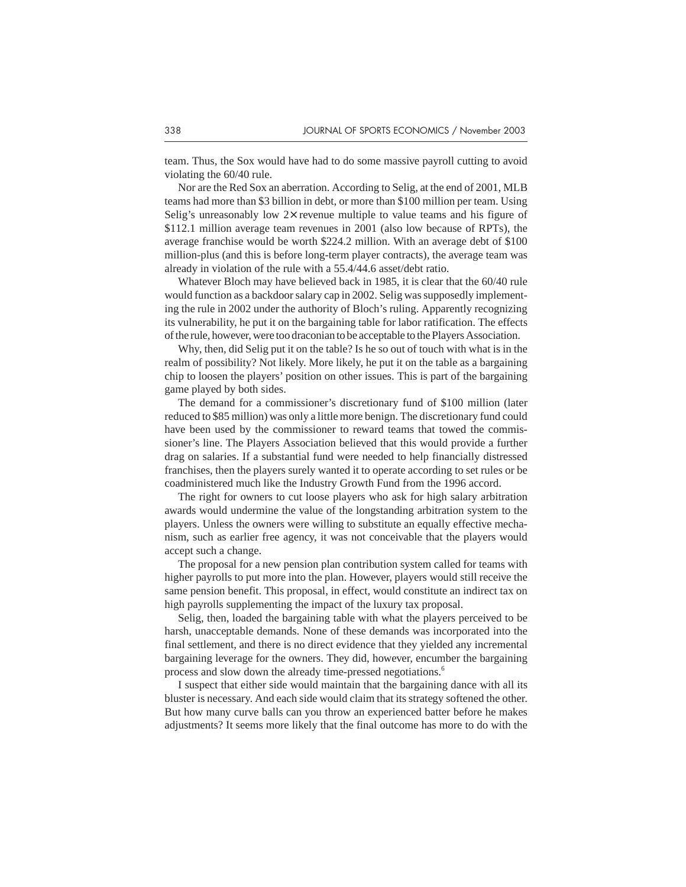team. Thus, the Sox would have had to do some massive payroll cutting to avoid violating the 60/40 rule.

Nor are the Red Sox an aberration. According to Selig, at the end of 2001, MLB teams had more than \$3 billion in debt, or more than \$100 million per team. Using Selig's unreasonably low 2× revenue multiple to value teams and his figure of \$112.1 million average team revenues in 2001 (also low because of RPTs), the average franchise would be worth \$224.2 million. With an average debt of \$100 million-plus (and this is before long-term player contracts), the average team was already in violation of the rule with a 55.4/44.6 asset/debt ratio.

Whatever Bloch may have believed back in 1985, it is clear that the 60/40 rule would function as a backdoor salary cap in 2002. Selig was supposedly implementing the rule in 2002 under the authority of Bloch's ruling. Apparently recognizing its vulnerability, he put it on the bargaining table for labor ratification. The effects of the rule, however, were too draconian to be acceptable to the Players Association.

Why, then, did Selig put it on the table? Is he so out of touch with what is in the realm of possibility? Not likely. More likely, he put it on the table as a bargaining chip to loosen the players' position on other issues. This is part of the bargaining game played by both sides.

The demand for a commissioner's discretionary fund of \$100 million (later reduced to \$85 million) was only a little more benign. The discretionary fund could have been used by the commissioner to reward teams that towed the commissioner's line. The Players Association believed that this would provide a further drag on salaries. If a substantial fund were needed to help financially distressed franchises, then the players surely wanted it to operate according to set rules or be coadministered much like the Industry Growth Fund from the 1996 accord.

The right for owners to cut loose players who ask for high salary arbitration awards would undermine the value of the longstanding arbitration system to the players. Unless the owners were willing to substitute an equally effective mechanism, such as earlier free agency, it was not conceivable that the players would accept such a change.

The proposal for a new pension plan contribution system called for teams with higher payrolls to put more into the plan. However, players would still receive the same pension benefit. This proposal, in effect, would constitute an indirect tax on high payrolls supplementing the impact of the luxury tax proposal.

Selig, then, loaded the bargaining table with what the players perceived to be harsh, unacceptable demands. None of these demands was incorporated into the final settlement, and there is no direct evidence that they yielded any incremental bargaining leverage for the owners. They did, however, encumber the bargaining process and slow down the already time-pressed negotiations.[6]

I suspect that either side would maintain that the bargaining dance with all its bluster is necessary. And each side would claim that its strategy softened the other. But how many curve balls can you throw an experienced batter before he makes adjustments? It seems more likely that the final outcome has more to do with the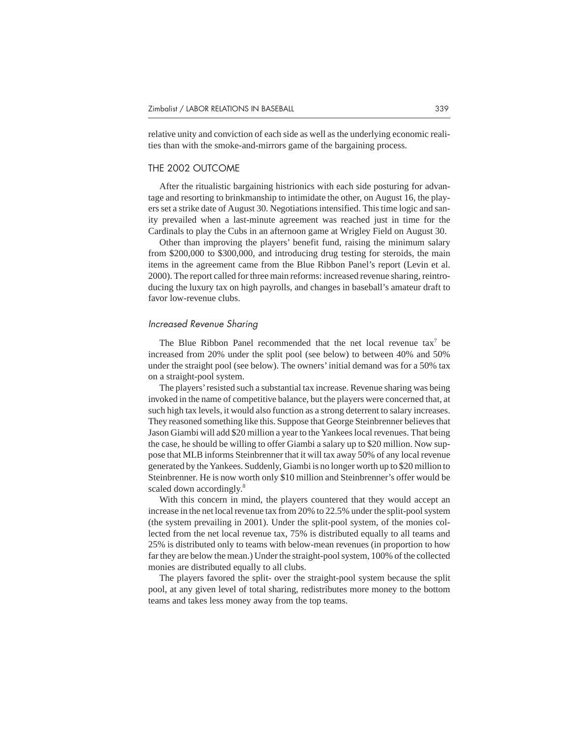relative unity and conviction of each side as well as the underlying economic realities than with the smoke-and-mirrors game of the bargaining process.

## THE 2002 OUTCOME

After the ritualistic bargaining histrionics with each side posturing for advantage and resorting to brinkmanship to intimidate the other, on August 16, the players set a strike date of August 30. Negotiations intensified. This time logic and sanity prevailed when a last-minute agreement was reached just in time for the Cardinals to play the Cubs in an afternoon game at Wrigley Field on August 30.

Other than improving the players' benefit fund, raising the minimum salary from $200,000 to $300,000, and introducing drug testing for steroids, the main items in the agreement came from the Blue Ribbon Panel's report (Levin et al. 2000). The report called for three main reforms: increased revenue sharing, reintroducing the luxury tax on high payrolls, and changes in baseball's amateur draft to favor low-revenue clubs.

### *Increased Revenue Sharing*

The Blue Ribbon Panel recommended that the net local revenue tax[7] be increased from 20% under the split pool (see below) to between 40% and 50% under the straight pool (see below). The owners' initial demand was for a 50% tax on a straight-pool system.

The players' resisted such a substantial tax increase. Revenue sharing was being invoked in the name of competitive balance, but the players were concerned that, at such high tax levels, it would also function as a strong deterrent to salary increases. They reasoned something like this. Suppose that George Steinbrenner believes that Jason Giambi will add $20 million a year to the Yankees local revenues. That being the case, he should be willing to offer Giambi a salary up to $20 million. Now suppose that MLB informs Steinbrenner that it will tax away 50% of any local revenue generated by the Yankees. Suddenly, Giambi is no longer worth up to $20 million to Steinbrenner. He is now worth only $10 million and Steinbrenner's offer would be scaled down accordingly.[8]

With this concern in mind, the players countered that they would accept an increase in the net local revenue tax from 20% to 22.5% under the split-pool system (the system prevailing in 2001). Under the split-pool system, of the monies collected from the net local revenue tax, 75% is distributed equally to all teams and 25% is distributed only to teams with below-mean revenues (in proportion to how far they are below the mean.) Under the straight-pool system, 100% of the collected monies are distributed equally to all clubs.

The players favored the split- over the straight-pool system because the split pool, at any given level of total sharing, redistributes more money to the bottom teams and takes less money away from the top teams.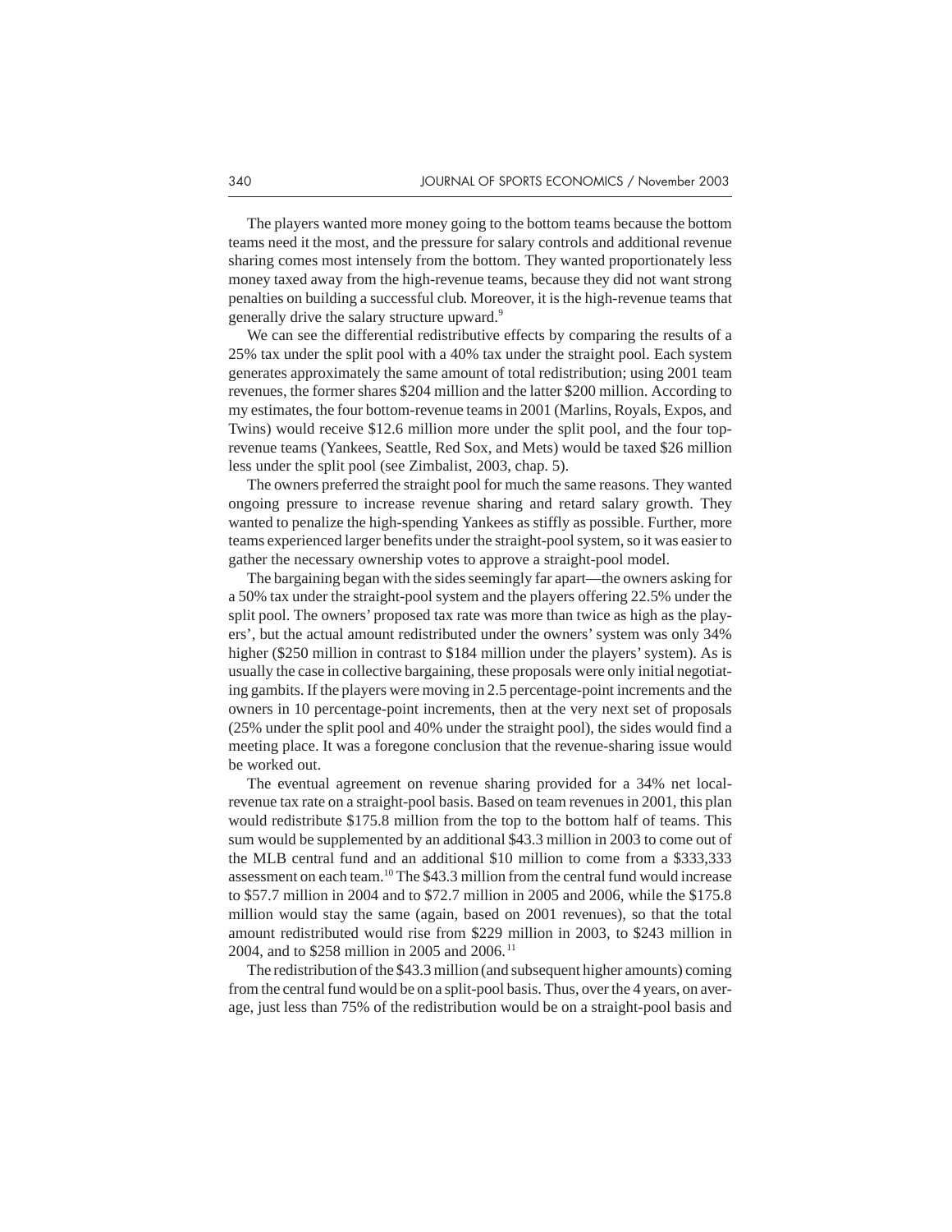The players wanted more money going to the bottom teams because the bottom teams need it the most, and the pressure for salary controls and additional revenue sharing comes most intensely from the bottom. They wanted proportionately less money taxed away from the high-revenue teams, because they did not want strong penalties on building a successful club. Moreover, it is the high-revenue teams that generally drive the salary structure upward.[9]

We can see the differential redistributive effects by comparing the results of a 25% tax under the split pool with a 40% tax under the straight pool. Each system generates approximately the same amount of total redistribution; using 2001 team revenues, the former shares $204 million and the latter $200 million. According to my estimates, the four bottom-revenue teams in 2001 (Marlins, Royals, Expos, and Twins) would receive $12.6 million more under the split pool, and the four top-revenue teams (Yankees, Seattle, Red Sox, and Mets) would be taxed $26 million less under the split pool (see Zimbalist, 2003, chap. 5).

The owners preferred the straight pool for much the same reasons. They wanted ongoing pressure to increase revenue sharing and retard salary growth. They wanted to penalize the high-spending Yankees as stiffly as possible. Further, more teams experienced larger benefits under the straight-pool system, so it was easier to gather the necessary ownership votes to approve a straight-pool model.

The bargaining began with the sides seemingly far apart—the owners asking for a 50% tax under the straight-pool system and the players offering 22.5% under the split pool. The owners' proposed tax rate was more than twice as high as the players', but the actual amount redistributed under the owners' system was only 34% higher ($250 million in contrast to $184 million under the players' system). As is usually the case in collective bargaining, these proposals were only initial negotiating gambits. If the players were moving in 2.5 percentage-point increments and the owners in 10 percentage-point increments, then at the very next set of proposals (25% under the split pool and 40% under the straight pool), the sides would find a meeting place. It was a foregone conclusion that the revenue-sharing issue would be worked out.

The eventual agreement on revenue sharing provided for a 34% net local-revenue tax rate on a straight-pool basis. Based on team revenues in 2001, this plan would redistribute $175.8 million from the top to the bottom half of teams. This sum would be supplemented by an additional $43.3 million in 2003 to come out of the MLB central fund and an additional $10 million to come from a $333,333 assessment on each team.[10] The $43.3 million from the central fund would increase to $57.7 million in 2004 and to $72.7 million in 2005 and 2006, while the $175.8 million would stay the same (again, based on 2001 revenues), so that the total amount redistributed would rise from $229 million in 2003, to $243 million in 2004, and to $258 million in 2005 and 2006.[11]

The redistribution of the $43.3 million (and subsequent higher amounts) coming from the central fund would be on a split-pool basis. Thus, over the 4 years, on average, just less than 75% of the redistribution would be on a straight-pool basis and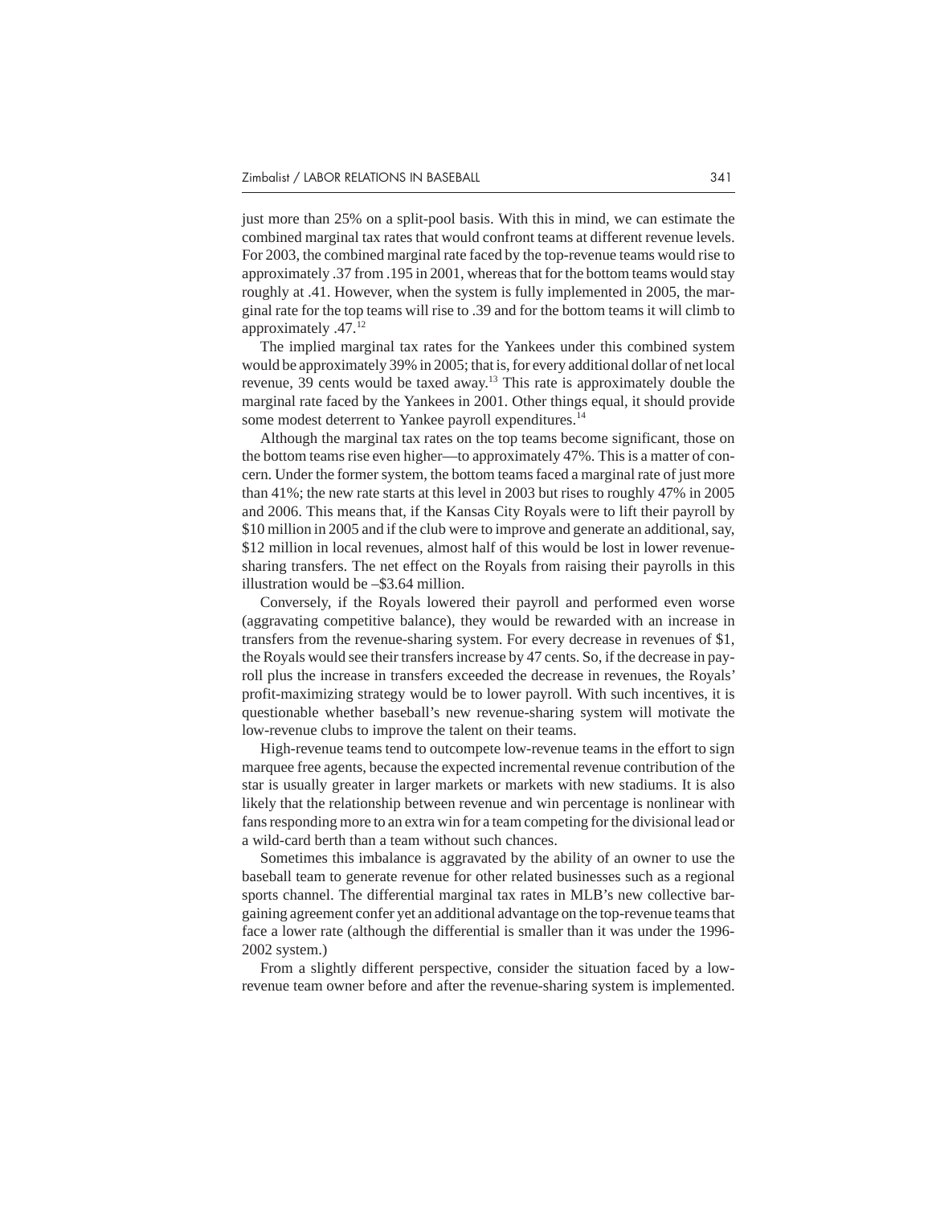just more than 25% on a split-pool basis. With this in mind, we can estimate the combined marginal tax rates that would confront teams at different revenue levels. For 2003, the combined marginal rate faced by the top-revenue teams would rise to approximately .37 from .195 in 2001, whereas that for the bottom teams would stay roughly at .41. However, when the system is fully implemented in 2005, the marginal rate for the top teams will rise to .39 and for the bottom teams it will climb to approximately .47.[12]

The implied marginal tax rates for the Yankees under this combined system would be approximately 39% in 2005; that is, for every additional dollar of net local revenue, 39 cents would be taxed away.[13] This rate is approximately double the marginal rate faced by the Yankees in 2001. Other things equal, it should provide some modest deterrent to Yankee payroll expenditures.[14]

Although the marginal tax rates on the top teams become significant, those on the bottom teams rise even higher—to approximately 47%. This is a matter of concern. Under the former system, the bottom teams faced a marginal rate of just more than 41%; the new rate starts at this level in 2003 but rises to roughly 47% in 2005 and 2006. This means that, if the Kansas City Royals were to lift their payroll by \$10 million in 2005 and if the club were to improve and generate an additional, say, \$12 million in local revenues, almost half of this would be lost in lower revenue-sharing transfers. The net effect on the Royals from raising their payrolls in this illustration would be –\$3.64 million.

Conversely, if the Royals lowered their payroll and performed even worse (aggravating competitive balance), they would be rewarded with an increase in transfers from the revenue-sharing system. For every decrease in revenues of \$1, the Royals would see their transfers increase by 47 cents. So, if the decrease in payroll plus the increase in transfers exceeded the decrease in revenues, the Royals' profit-maximizing strategy would be to lower payroll. With such incentives, it is questionable whether baseball's new revenue-sharing system will motivate the low-revenue clubs to improve the talent on their teams.

High-revenue teams tend to outcompete low-revenue teams in the effort to sign marquee free agents, because the expected incremental revenue contribution of the star is usually greater in larger markets or markets with new stadiums. It is also likely that the relationship between revenue and win percentage is nonlinear with fans responding more to an extra win for a team competing for the divisional lead or a wild-card berth than a team without such chances.

Sometimes this imbalance is aggravated by the ability of an owner to use the baseball team to generate revenue for other related businesses such as a regional sports channel. The differential marginal tax rates in MLB's new collective bargaining agreement confer yet an additional advantage on the top-revenue teams that face a lower rate (although the differential is smaller than it was under the 1996-2002 system.)

From a slightly different perspective, consider the situation faced by a low-revenue team owner before and after the revenue-sharing system is implemented.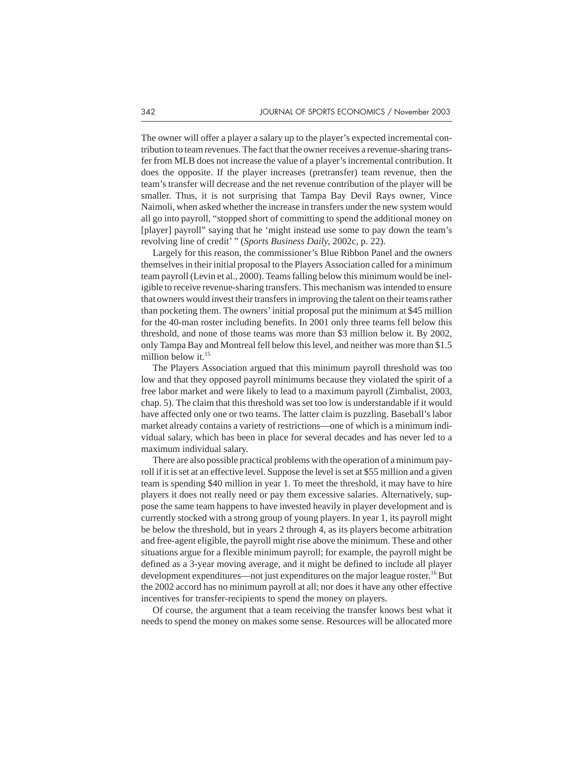The owner will offer a player a salary up to the player's expected incremental contribution to team revenues. The fact that the owner receives a revenue-sharing transfer from MLB does not increase the value of a player's incremental contribution. It does the opposite. If the player increases (pretransfer) team revenue, then the team's transfer will decrease and the net revenue contribution of the player will be smaller. Thus, it is not surprising that Tampa Bay Devil Rays owner, Vince Naimoli, when asked whether the increase in transfers under the new system would all go into payroll, "stopped short of committing to spend the additional money on [player] payroll" saying that he 'might instead use some to pay down the team's revolving line of credit' " (*Sports Business Daily*, 2002c, p. 22).

Largely for this reason, the commissioner's Blue Ribbon Panel and the owners themselves in their initial proposal to the Players Association called for a minimum team payroll (Levin et al., 2000). Teams falling below this minimum would be ineligible to receive revenue-sharing transfers. This mechanism was intended to ensure that owners would invest their transfers in improving the talent on their teams rather than pocketing them. The owners' initial proposal put the minimum at $45 million for the 40-man roster including benefits. In 2001 only three teams fell below this threshold, and none of those teams was more than $3 million below it. By 2002, only Tampa Bay and Montreal fell below this level, and neither was more than $1.5 million below it.[15]

The Players Association argued that this minimum payroll threshold was too low and that they opposed payroll minimums because they violated the spirit of a free labor market and were likely to lead to a maximum payroll (Zimbalist, 2003, chap. 5). The claim that this threshold was set too low is understandable if it would have affected only one or two teams. The latter claim is puzzling. Baseball's labor market already contains a variety of restrictions—one of which is a minimum individual salary, which has been in place for several decades and has never led to a maximum individual salary.

There are also possible practical problems with the operation of a minimum payroll if it is set at an effective level. Suppose the level is set at $55 million and a given team is spending $40 million in year 1. To meet the threshold, it may have to hire players it does not really need or pay them excessive salaries. Alternatively, suppose the same team happens to have invested heavily in player development and is currently stocked with a strong group of young players. In year 1, its payroll might be below the threshold, but in years 2 through 4, as its players become arbitration and free-agent eligible, the payroll might rise above the minimum. These and other situations argue for a flexible minimum payroll; for example, the payroll might be defined as a 3-year moving average, and it might be defined to include all player development expenditures—not just expenditures on the major league roster.[16] But the 2002 accord has no minimum payroll at all; nor does it have any other effective incentives for transfer-recipients to spend the money on players.

Of course, the argument that a team receiving the transfer knows best what it needs to spend the money on makes some sense. Resources will be allocated more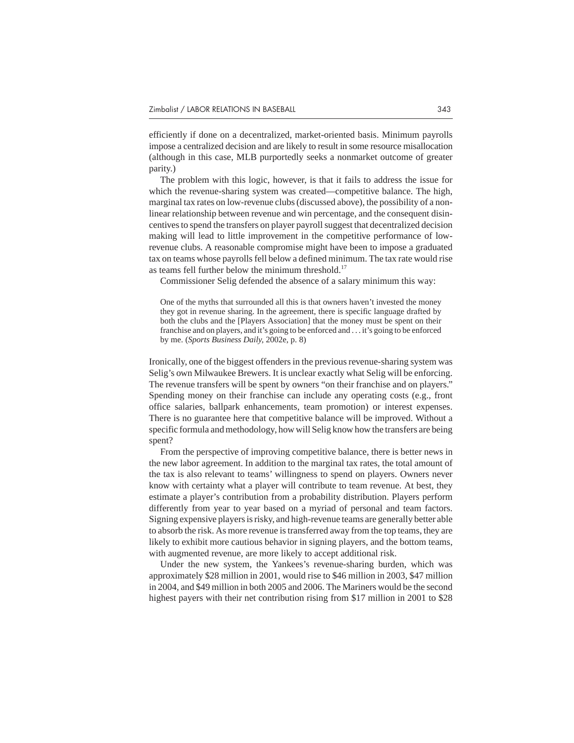efficiently if done on a decentralized, market-oriented basis. Minimum payrolls impose a centralized decision and are likely to result in some resource misallocation (although in this case, MLB purportedly seeks a nonmarket outcome of greater parity.)

The problem with this logic, however, is that it fails to address the issue for which the revenue-sharing system was created—competitive balance. The high, marginal tax rates on low-revenue clubs (discussed above), the possibility of a nonlinear relationship between revenue and win percentage, and the consequent disincentives to spend the transfers on player payroll suggest that decentralized decision making will lead to little improvement in the competitive performance of low-revenue clubs. A reasonable compromise might have been to impose a graduated tax on teams whose payrolls fell below a defined minimum. The tax rate would rise as teams fell further below the minimum threshold.[17]

Commissioner Selig defended the absence of a salary minimum this way:

> One of the myths that surrounded all this is that owners haven't invested the money they got in revenue sharing. In the agreement, there is specific language drafted by both the clubs and the [Players Association] that the money must be spent on their franchise and on players, and it's going to be enforced and . . . it's going to be enforced by me. (*Sports Business Daily*, 2002e, p. 8)

Ironically, one of the biggest offenders in the previous revenue-sharing system was Selig's own Milwaukee Brewers. It is unclear exactly what Selig will be enforcing. The revenue transfers will be spent by owners "on their franchise and on players." Spending money on their franchise can include any operating costs (e.g., front office salaries, ballpark enhancements, team promotion) or interest expenses. There is no guarantee here that competitive balance will be improved. Without a specific formula and methodology, how will Selig know how the transfers are being spent?

From the perspective of improving competitive balance, there is better news in the new labor agreement. In addition to the marginal tax rates, the total amount of the tax is also relevant to teams' willingness to spend on players. Owners never know with certainty what a player will contribute to team revenue. At best, they estimate a player's contribution from a probability distribution. Players perform differently from year to year based on a myriad of personal and team factors. Signing expensive players is risky, and high-revenue teams are generally better able to absorb the risk. As more revenue is transferred away from the top teams, they are likely to exhibit more cautious behavior in signing players, and the bottom teams, with augmented revenue, are more likely to accept additional risk.

Under the new system, the Yankees's revenue-sharing burden, which was approximately $28 million in 2001, would rise to $46 million in 2003, $47 million in 2004, and $49 million in both 2005 and 2006. The Mariners would be the second highest payers with their net contribution rising from $17 million in 2001 to $28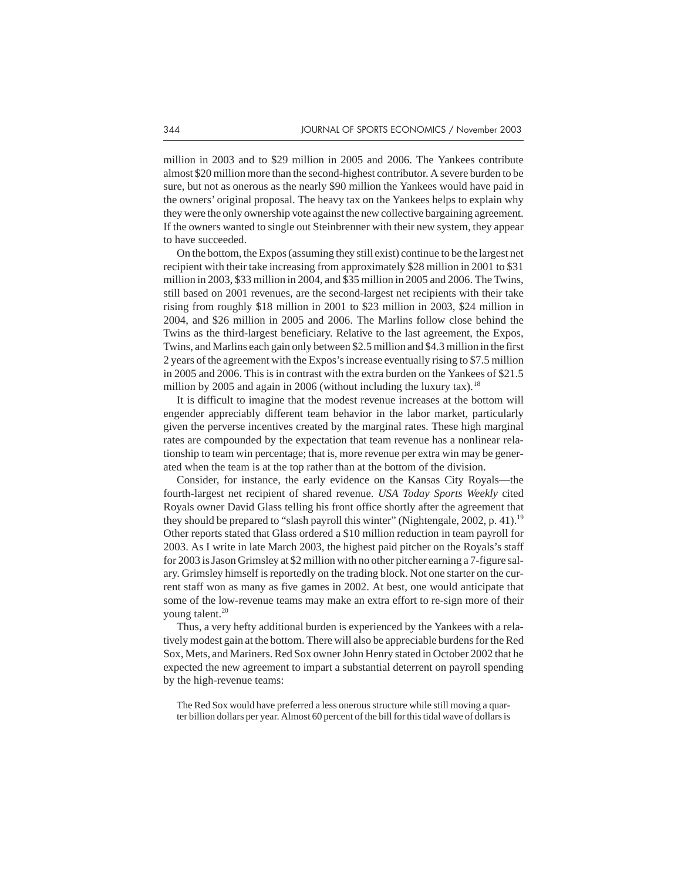million in 2003 and to $29 million in 2005 and 2006. The Yankees contribute almost $20 million more than the second-highest contributor. A severe burden to be sure, but not as onerous as the nearly $90 million the Yankees would have paid in the owners' original proposal. The heavy tax on the Yankees helps to explain why they were the only ownership vote against the new collective bargaining agreement. If the owners wanted to single out Steinbrenner with their new system, they appear to have succeeded.

On the bottom, the Expos (assuming they still exist) continue to be the largest net recipient with their take increasing from approximately $28 million in 2001 to $31 million in 2003, $33 million in 2004, and $35 million in 2005 and 2006. The Twins, still based on 2001 revenues, are the second-largest net recipients with their take rising from roughly $18 million in 2001 to $23 million in 2003, $24 million in 2004, and $26 million in 2005 and 2006. The Marlins follow close behind the Twins as the third-largest beneficiary. Relative to the last agreement, the Expos, Twins, and Marlins each gain only between $2.5 million and $4.3 million in the first 2 years of the agreement with the Expos's increase eventually rising to $7.5 million in 2005 and 2006. This is in contrast with the extra burden on the Yankees of $21.5 million by 2005 and again in 2006 (without including the luxury tax).[18]

It is difficult to imagine that the modest revenue increases at the bottom will engender appreciably different team behavior in the labor market, particularly given the perverse incentives created by the marginal rates. These high marginal rates are compounded by the expectation that team revenue has a nonlinear relationship to team win percentage; that is, more revenue per extra win may be generated when the team is at the top rather than at the bottom of the division.

Consider, for instance, the early evidence on the Kansas City Royals—the fourth-largest net recipient of shared revenue. *USA Today Sports Weekly* cited Royals owner David Glass telling his front office shortly after the agreement that they should be prepared to "slash payroll this winter" (Nightengale, 2002, p. 41).[19] Other reports stated that Glass ordered a $10 million reduction in team payroll for 2003. As I write in late March 2003, the highest paid pitcher on the Royals's staff for 2003 is Jason Grimsley at $2 million with no other pitcher earning a 7-figure salary. Grimsley himself is reportedly on the trading block. Not one starter on the current staff won as many as five games in 2002. At best, one would anticipate that some of the low-revenue teams may make an extra effort to re-sign more of their young talent.[20]

Thus, a very hefty additional burden is experienced by the Yankees with a relatively modest gain at the bottom. There will also be appreciable burdens for the Red Sox, Mets, and Mariners. Red Sox owner John Henry stated in October 2002 that he expected the new agreement to impart a substantial deterrent on payroll spending by the high-revenue teams:

> The Red Sox would have preferred a less onerous structure while still moving a quarter billion dollars per year. Almost 60 percent of the bill for this tidal wave of dollars is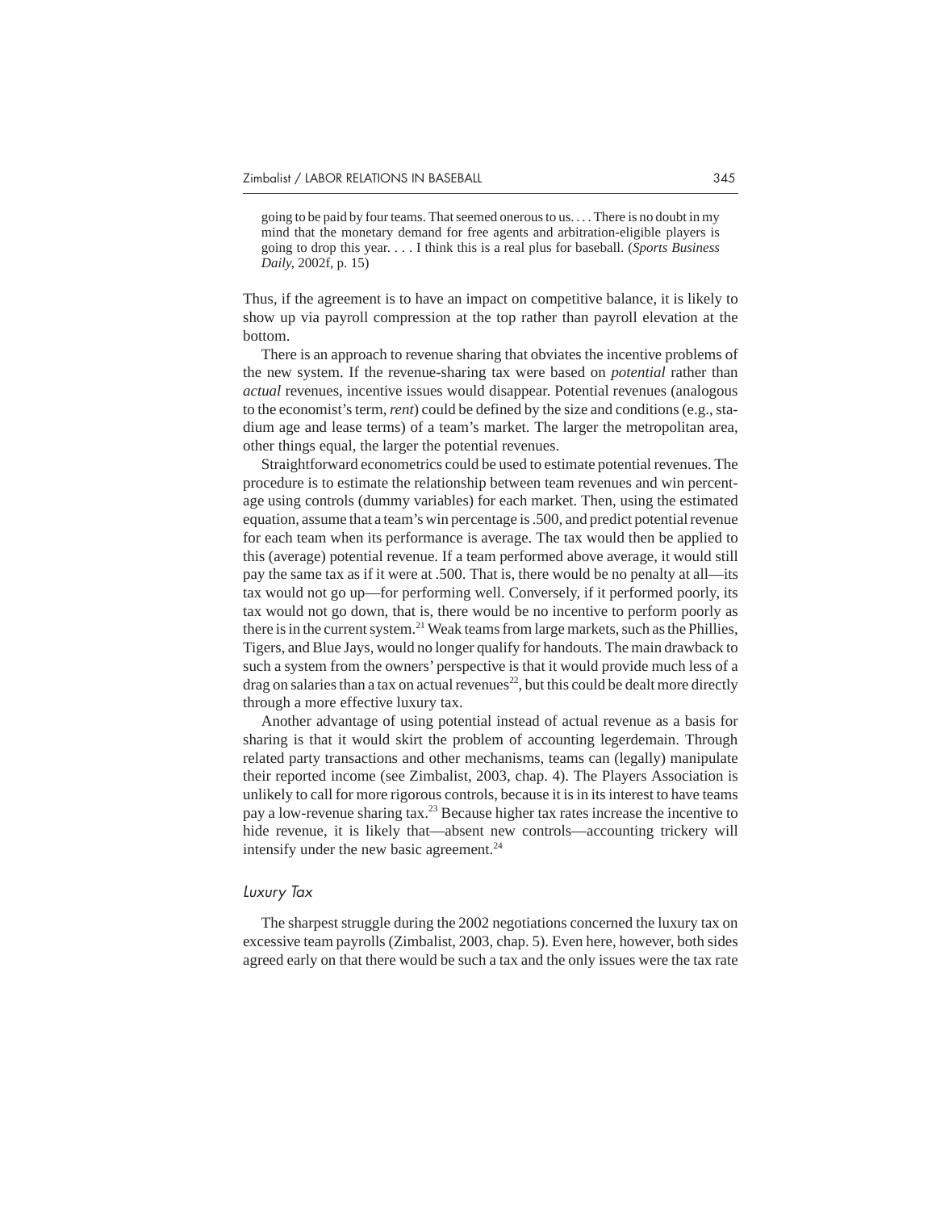> going to be paid by four teams. That seemed onerous to us. . . . There is no doubt in my mind that the monetary demand for free agents and arbitration-eligible players is going to drop this year. . . . I think this is a real plus for baseball. (*Sports Business Daily*, 2002f, p. 15)

Thus, if the agreement is to have an impact on competitive balance, it is likely to show up via payroll compression at the top rather than payroll elevation at the bottom.

There is an approach to revenue sharing that obviates the incentive problems of the new system. If the revenue-sharing tax were based on *potential* rather than *actual* revenues, incentive issues would disappear. Potential revenues (analogous to the economist's term, *rent*) could be defined by the size and conditions (e.g., stadium age and lease terms) of a team's market. The larger the metropolitan area, other things equal, the larger the potential revenues.

Straightforward econometrics could be used to estimate potential revenues. The procedure is to estimate the relationship between team revenues and win percentage using controls (dummy variables) for each market. Then, using the estimated equation, assume that a team's win percentage is .500, and predict potential revenue for each team when its performance is average. The tax would then be applied to this (average) potential revenue. If a team performed above average, it would still pay the same tax as if it were at .500. That is, there would be no penalty at all—its tax would not go up—for performing well. Conversely, if it performed poorly, its tax would not go down, that is, there would be no incentive to perform poorly as there is in the current system.[21] Weak teams from large markets, such as the Phillies, Tigers, and Blue Jays, would no longer qualify for handouts. The main drawback to such a system from the owners' perspective is that it would provide much less of a drag on salaries than a tax on actual revenues[22], but this could be dealt more directly through a more effective luxury tax.

Another advantage of using potential instead of actual revenue as a basis for sharing is that it would skirt the problem of accounting legerdemain. Through related party transactions and other mechanisms, teams can (legally) manipulate their reported income (see Zimbalist, 2003, chap. 4). The Players Association is unlikely to call for more rigorous controls, because it is in its interest to have teams pay a low-revenue sharing tax.[23] Because higher tax rates increase the incentive to hide revenue, it is likely that—absent new controls—accounting trickery will intensify under the new basic agreement.[24]

### Luxury Tax

The sharpest struggle during the 2002 negotiations concerned the luxury tax on excessive team payrolls (Zimbalist, 2003, chap. 5). Even here, however, both sides agreed early on that there would be such a tax and the only issues were the tax rate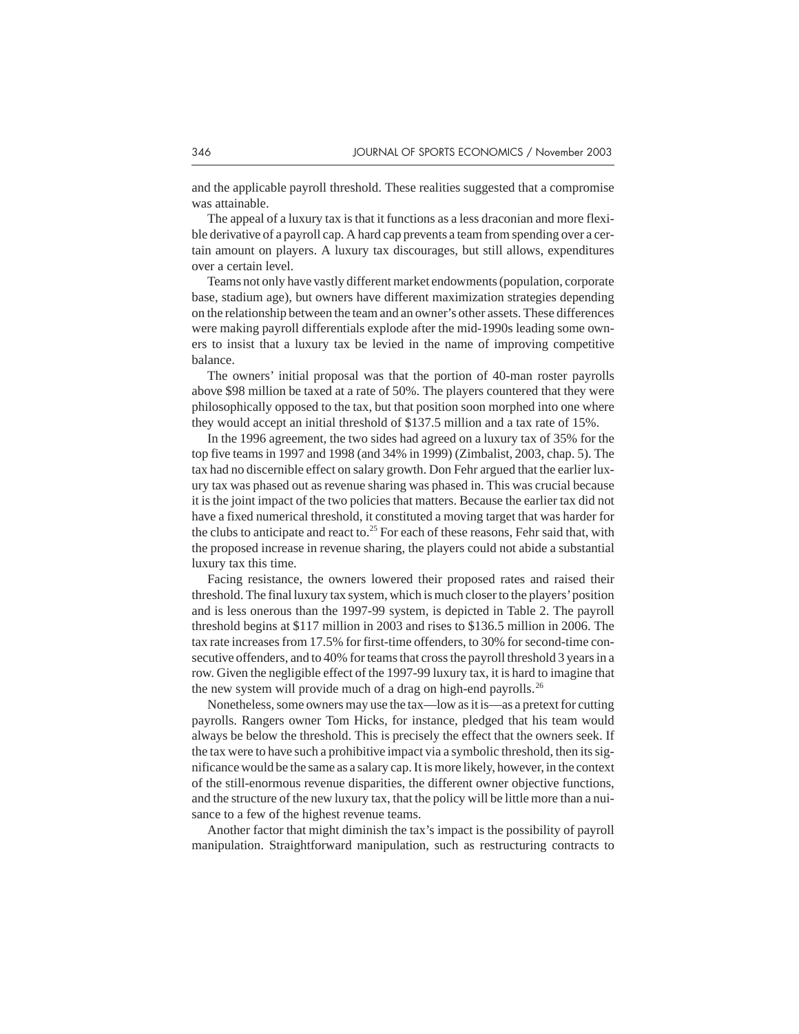and the applicable payroll threshold. These realities suggested that a compromise was attainable.

The appeal of a luxury tax is that it functions as a less draconian and more flexible derivative of a payroll cap. A hard cap prevents a team from spending over a certain amount on players. A luxury tax discourages, but still allows, expenditures over a certain level.

Teams not only have vastly different market endowments (population, corporate base, stadium age), but owners have different maximization strategies depending on the relationship between the team and an owner's other assets. These differences were making payroll differentials explode after the mid-1990s leading some owners to insist that a luxury tax be levied in the name of improving competitive balance.

The owners' initial proposal was that the portion of 40-man roster payrolls above $98 million be taxed at a rate of 50%. The players countered that they were philosophically opposed to the tax, but that position soon morphed into one where they would accept an initial threshold of $137.5 million and a tax rate of 15%.

In the 1996 agreement, the two sides had agreed on a luxury tax of 35% for the top five teams in 1997 and 1998 (and 34% in 1999) (Zimbalist, 2003, chap. 5). The tax had no discernible effect on salary growth. Don Fehr argued that the earlier luxury tax was phased out as revenue sharing was phased in. This was crucial because it is the joint impact of the two policies that matters. Because the earlier tax did not have a fixed numerical threshold, it constituted a moving target that was harder for the clubs to anticipate and react to.[25] For each of these reasons, Fehr said that, with the proposed increase in revenue sharing, the players could not abide a substantial luxury tax this time.

Facing resistance, the owners lowered their proposed rates and raised their threshold. The final luxury tax system, which is much closer to the players' position and is less onerous than the 1997-99 system, is depicted in Table 2. The payroll threshold begins at $117 million in 2003 and rises to $136.5 million in 2006. The tax rate increases from 17.5% for first-time offenders, to 30% for second-time consecutive offenders, and to 40% for teams that cross the payroll threshold 3 years in a row. Given the negligible effect of the 1997-99 luxury tax, it is hard to imagine that the new system will provide much of a drag on high-end payrolls.[26]

Nonetheless, some owners may use the tax—low as it is—as a pretext for cutting payrolls. Rangers owner Tom Hicks, for instance, pledged that his team would always be below the threshold. This is precisely the effect that the owners seek. If the tax were to have such a prohibitive impact via a symbolic threshold, then its significance would be the same as a salary cap. It is more likely, however, in the context of the still-enormous revenue disparities, the different owner objective functions, and the structure of the new luxury tax, that the policy will be little more than a nuisance to a few of the highest revenue teams.

Another factor that might diminish the tax's impact is the possibility of payroll manipulation. Straightforward manipulation, such as restructuring contracts to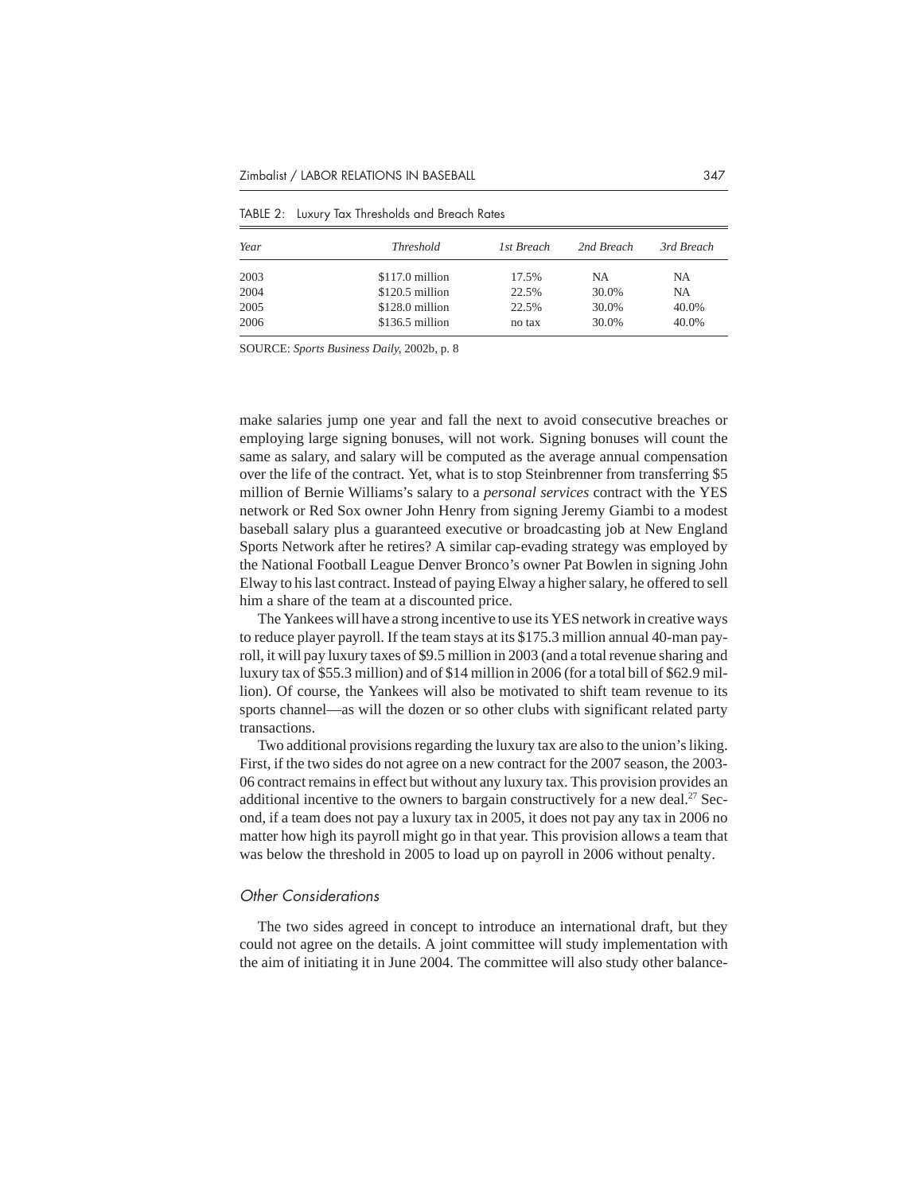TABLE 2: Luxury Tax Thresholds and Breach Rates

| Year | Threshold | 1st Breach | 2nd Breach | 3rd Breach |
|---|---|---|---|---|
| 2003 | $117.0 million | 17.5% | NA | NA |
| 2004 | $120.5 million | 22.5% | 30.0% | NA |
| 2005 | $128.0 million | 22.5% | 30.0% | 40.0% |
| 2006 | $136.5 million | no tax | 30.0% | 40.0% |

SOURCE: *Sports Business Daily*, 2002b, p. 8

make salaries jump one year and fall the next to avoid consecutive breaches or employing large signing bonuses, will not work. Signing bonuses will count the same as salary, and salary will be computed as the average annual compensation over the life of the contract. Yet, what is to stop Steinbrenner from transferring $5 million of Bernie Williams's salary to a *personal services* contract with the YES network or Red Sox owner John Henry from signing Jeremy Giambi to a modest baseball salary plus a guaranteed executive or broadcasting job at New England Sports Network after he retires? A similar cap-evading strategy was employed by the National Football League Denver Bronco's owner Pat Bowlen in signing John Elway to his last contract. Instead of paying Elway a higher salary, he offered to sell him a share of the team at a discounted price.

The Yankees will have a strong incentive to use its YES network in creative ways to reduce player payroll. If the team stays at its $175.3 million annual 40-man payroll, it will pay luxury taxes of $9.5 million in 2003 (and a total revenue sharing and luxury tax of $55.3 million) and of $14 million in 2006 (for a total bill of $62.9 million). Of course, the Yankees will also be motivated to shift team revenue to its sports channel—as will the dozen or so other clubs with significant related party transactions.

Two additional provisions regarding the luxury tax are also to the union's liking. First, if the two sides do not agree on a new contract for the 2007 season, the 2003-06 contract remains in effect but without any luxury tax. This provision provides an additional incentive to the owners to bargain constructively for a new deal.[27] Second, if a team does not pay a luxury tax in 2005, it does not pay any tax in 2006 no matter how high its payroll might go in that year. This provision allows a team that was below the threshold in 2005 to load up on payroll in 2006 without penalty.

### Other Considerations

The two sides agreed in concept to introduce an international draft, but they could not agree on the details. A joint committee will study implementation with the aim of initiating it in June 2004. The committee will also study other balance-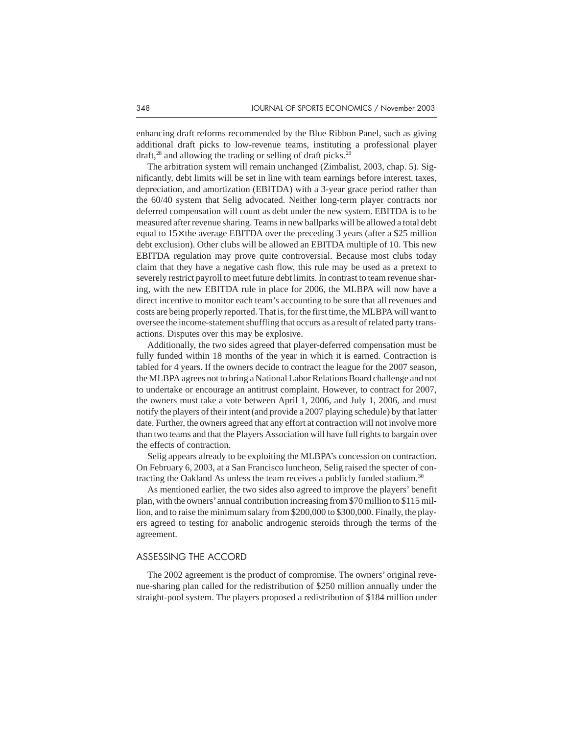enhancing draft reforms recommended by the Blue Ribbon Panel, such as giving additional draft picks to low-revenue teams, instituting a professional player draft,[28] and allowing the trading or selling of draft picks.[29]

The arbitration system will remain unchanged (Zimbalist, 2003, chap. 5). Significantly, debt limits will be set in line with team earnings before interest, taxes, depreciation, and amortization (EBITDA) with a 3-year grace period rather than the 60/40 system that Selig advocated. Neither long-term player contracts nor deferred compensation will count as debt under the new system. EBITDA is to be measured after revenue sharing. Teams in new ballparks will be allowed a total debt equal to 15× the average EBITDA over the preceding 3 years (after a $25 million debt exclusion). Other clubs will be allowed an EBITDA multiple of 10. This new EBITDA regulation may prove quite controversial. Because most clubs today claim that they have a negative cash flow, this rule may be used as a pretext to severely restrict payroll to meet future debt limits. In contrast to team revenue sharing, with the new EBITDA rule in place for 2006, the MLBPA will now have a direct incentive to monitor each team's accounting to be sure that all revenues and costs are being properly reported. That is, for the first time, the MLBPA will want to oversee the income-statement shuffling that occurs as a result of related party transactions. Disputes over this may be explosive.

Additionally, the two sides agreed that player-deferred compensation must be fully funded within 18 months of the year in which it is earned. Contraction is tabled for 4 years. If the owners decide to contract the league for the 2007 season, the MLBPA agrees not to bring a National Labor Relations Board challenge and not to undertake or encourage an antitrust complaint. However, to contract for 2007, the owners must take a vote between April 1, 2006, and July 1, 2006, and must notify the players of their intent (and provide a 2007 playing schedule) by that latter date. Further, the owners agreed that any effort at contraction will not involve more than two teams and that the Players Association will have full rights to bargain over the effects of contraction.

Selig appears already to be exploiting the MLBPA's concession on contraction. On February 6, 2003, at a San Francisco luncheon, Selig raised the specter of contracting the Oakland As unless the team receives a publicly funded stadium.[30]

As mentioned earlier, the two sides also agreed to improve the players' benefit plan, with the owners' annual contribution increasing from $70 million to $115 million, and to raise the minimum salary from $200,000 to $300,000. Finally, the players agreed to testing for anabolic androgenic steroids through the terms of the agreement.

## ASSESSING THE ACCORD

The 2002 agreement is the product of compromise. The owners' original revenue-sharing plan called for the redistribution of $250 million annually under the straight-pool system. The players proposed a redistribution of $184 million under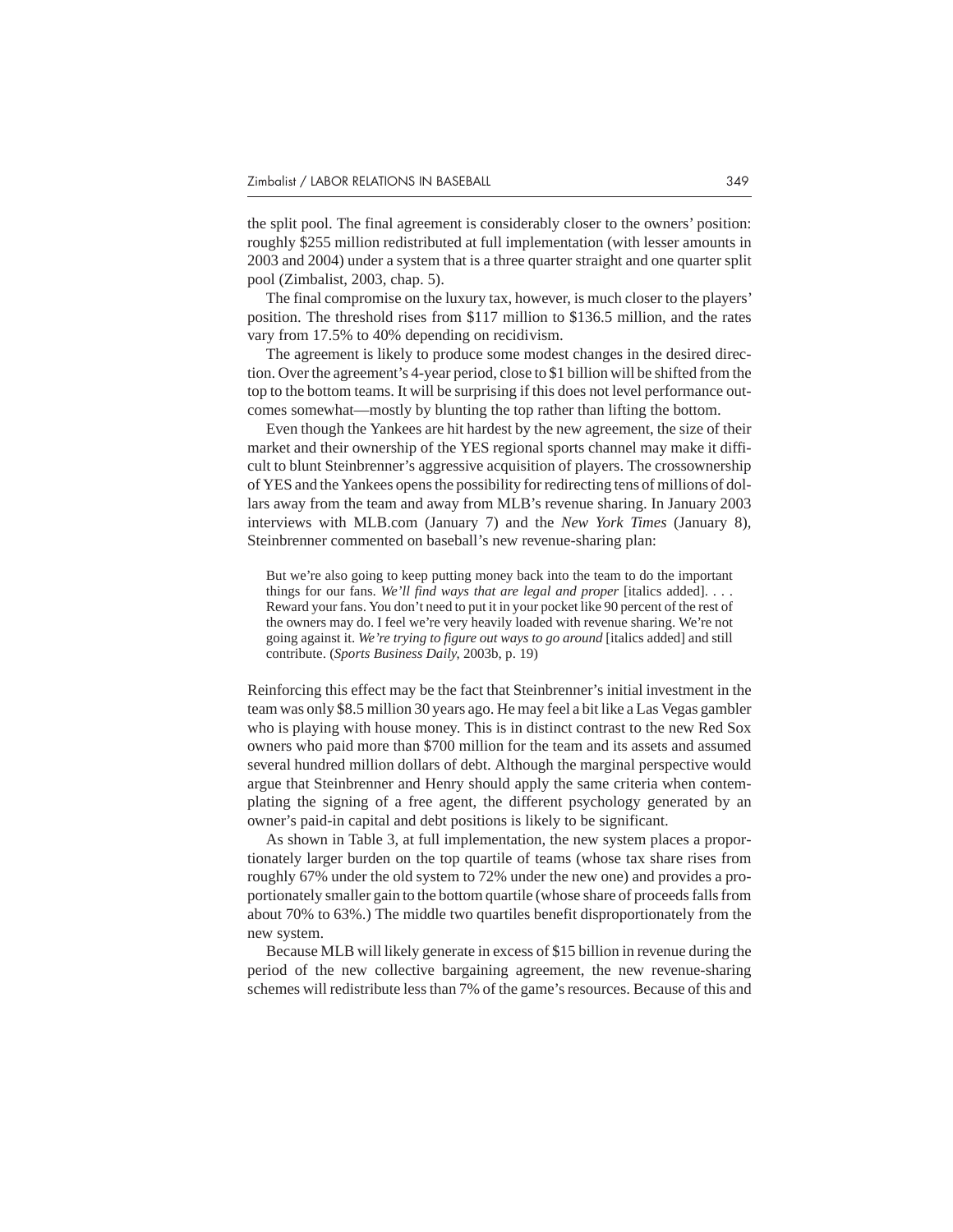the split pool. The final agreement is considerably closer to the owners' position: roughly $255 million redistributed at full implementation (with lesser amounts in 2003 and 2004) under a system that is a three quarter straight and one quarter split pool (Zimbalist, 2003, chap. 5).

The final compromise on the luxury tax, however, is much closer to the players' position. The threshold rises from $117 million to $136.5 million, and the rates vary from 17.5% to 40% depending on recidivism.

The agreement is likely to produce some modest changes in the desired direction. Over the agreement's 4-year period, close to $1 billion will be shifted from the top to the bottom teams. It will be surprising if this does not level performance outcomes somewhat—mostly by blunting the top rather than lifting the bottom.

Even though the Yankees are hit hardest by the new agreement, the size of their market and their ownership of the YES regional sports channel may make it difficult to blunt Steinbrenner's aggressive acquisition of players. The crossownership of YES and the Yankees opens the possibility for redirecting tens of millions of dollars away from the team and away from MLB's revenue sharing. In January 2003 interviews with MLB.com (January 7) and the *New York Times* (January 8), Steinbrenner commented on baseball's new revenue-sharing plan:

> But we're also going to keep putting money back into the team to do the important things for our fans. *We'll find ways that are legal and proper* [italics added]. . . . Reward your fans. You don't need to put it in your pocket like 90 percent of the rest of the owners may do. I feel we're very heavily loaded with revenue sharing. We're not going against it. *We're trying to figure out ways to go around* [italics added] and still contribute. (*Sports Business Daily*, 2003b, p. 19)

Reinforcing this effect may be the fact that Steinbrenner's initial investment in the team was only $8.5 million 30 years ago. He may feel a bit like a Las Vegas gambler who is playing with house money. This is in distinct contrast to the new Red Sox owners who paid more than $700 million for the team and its assets and assumed several hundred million dollars of debt. Although the marginal perspective would argue that Steinbrenner and Henry should apply the same criteria when contemplating the signing of a free agent, the different psychology generated by an owner's paid-in capital and debt positions is likely to be significant.

As shown in Table 3, at full implementation, the new system places a proportionately larger burden on the top quartile of teams (whose tax share rises from roughly 67% under the old system to 72% under the new one) and provides a proportionately smaller gain to the bottom quartile (whose share of proceeds falls from about 70% to 63%.) The middle two quartiles benefit disproportionately from the new system.

Because MLB will likely generate in excess of $15 billion in revenue during the period of the new collective bargaining agreement, the new revenue-sharing schemes will redistribute less than 7% of the game's resources. Because of this and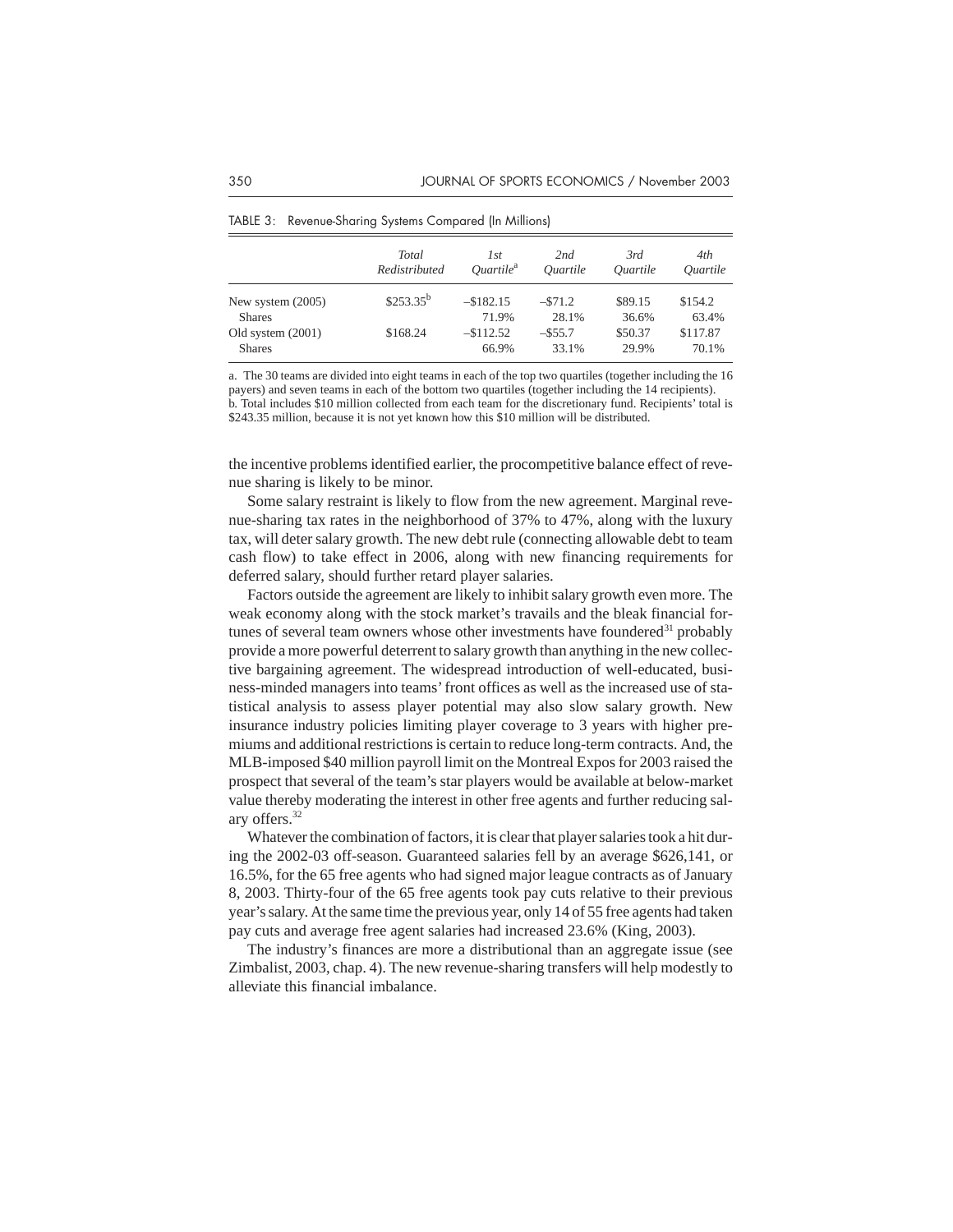TABLE 3: Revenue-Sharing Systems Compared (In Millions)

| | *Total Redistributed* | *1st Quartile*[a] | *2nd Quartile* | *3rd Quartile* | *4th Quartile* |
|---|---|---|---|---|---|
| New system (2005) | $253.35[b] | –$182.15 | –$71.2 | $89.15 | $154.2 |
| Shares | | 71.9% | 28.1% | 36.6% | 63.4% |
| Old system (2001) | $168.24 | –$112.52 | –$55.7 | $50.37 | $117.87 |
| Shares | | 66.9% | 33.1% | 29.9% | 70.1% |

a. The 30 teams are divided into eight teams in each of the top two quartiles (together including the 16 payers) and seven teams in each of the bottom two quartiles (together including the 14 recipients).
b. Total includes $10 million collected from each team for the discretionary fund. Recipients' total is $243.35 million, because it is not yet known how this $10 million will be distributed.

the incentive problems identified earlier, the procompetitive balance effect of revenue sharing is likely to be minor.

Some salary restraint is likely to flow from the new agreement. Marginal revenue-sharing tax rates in the neighborhood of 37% to 47%, along with the luxury tax, will deter salary growth. The new debt rule (connecting allowable debt to team cash flow) to take effect in 2006, along with new financing requirements for deferred salary, should further retard player salaries.

Factors outside the agreement are likely to inhibit salary growth even more. The weak economy along with the stock market's travails and the bleak financial fortunes of several team owners whose other investments have foundered[31] probably provide a more powerful deterrent to salary growth than anything in the new collective bargaining agreement. The widespread introduction of well-educated, business-minded managers into teams' front offices as well as the increased use of statistical analysis to assess player potential may also slow salary growth. New insurance industry policies limiting player coverage to 3 years with higher premiums and additional restrictions is certain to reduce long-term contracts. And, the MLB-imposed $40 million payroll limit on the Montreal Expos for 2003 raised the prospect that several of the team's star players would be available at below-market value thereby moderating the interest in other free agents and further reducing salary offers.[32]

Whatever the combination of factors, it is clear that player salaries took a hit during the 2002-03 off-season. Guaranteed salaries fell by an average $626,141, or 16.5%, for the 65 free agents who had signed major league contracts as of January 8, 2003. Thirty-four of the 65 free agents took pay cuts relative to their previous year's salary. At the same time the previous year, only 14 of 55 free agents had taken pay cuts and average free agent salaries had increased 23.6% (King, 2003).

The industry's finances are more a distributional than an aggregate issue (see Zimbalist, 2003, chap. 4). The new revenue-sharing transfers will help modestly to alleviate this financial imbalance.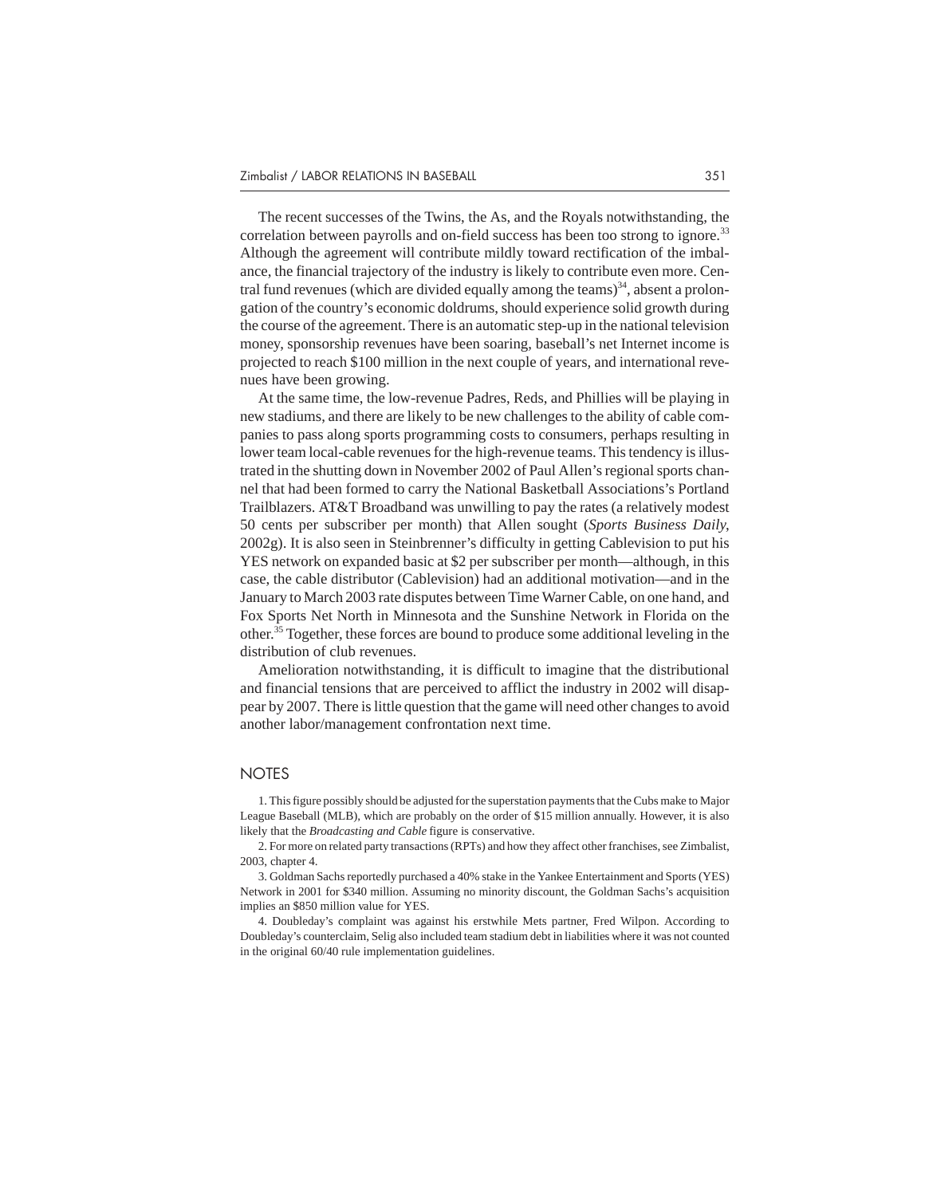The recent successes of the Twins, the As, and the Royals notwithstanding, the correlation between payrolls and on-field success has been too strong to ignore.[33] Although the agreement will contribute mildly toward rectification of the imbalance, the financial trajectory of the industry is likely to contribute even more. Central fund revenues (which are divided equally among the teams)[34], absent a prolongation of the country's economic doldrums, should experience solid growth during the course of the agreement. There is an automatic step-up in the national television money, sponsorship revenues have been soaring, baseball's net Internet income is projected to reach $100 million in the next couple of years, and international revenues have been growing.

At the same time, the low-revenue Padres, Reds, and Phillies will be playing in new stadiums, and there are likely to be new challenges to the ability of cable companies to pass along sports programming costs to consumers, perhaps resulting in lower team local-cable revenues for the high-revenue teams. This tendency is illustrated in the shutting down in November 2002 of Paul Allen's regional sports channel that had been formed to carry the National Basketball Associations's Portland Trailblazers. AT&T Broadband was unwilling to pay the rates (a relatively modest 50 cents per subscriber per month) that Allen sought (*Sports Business Daily*, 2002g). It is also seen in Steinbrenner's difficulty in getting Cablevision to put his YES network on expanded basic at $2 per subscriber per month—although, in this case, the cable distributor (Cablevision) had an additional motivation—and in the January to March 2003 rate disputes between Time Warner Cable, on one hand, and Fox Sports Net North in Minnesota and the Sunshine Network in Florida on the other.[35] Together, these forces are bound to produce some additional leveling in the distribution of club revenues.

Amelioration notwithstanding, it is difficult to imagine that the distributional and financial tensions that are perceived to afflict the industry in 2002 will disappear by 2007. There is little question that the game will need other changes to avoid another labor/management confrontation next time.

## NOTES

1. This figure possibly should be adjusted for the superstation payments that the Cubs make to Major League Baseball (MLB), which are probably on the order of $15 million annually. However, it is also likely that the *Broadcasting and Cable* figure is conservative.

2. For more on related party transactions (RPTs) and how they affect other franchises, see Zimbalist, 2003, chapter 4.

3. Goldman Sachs reportedly purchased a 40% stake in the Yankee Entertainment and Sports (YES) Network in 2001 for $340 million. Assuming no minority discount, the Goldman Sachs's acquisition implies an $850 million value for YES.

4. Doubleday's complaint was against his erstwhile Mets partner, Fred Wilpon. According to Doubleday's counterclaim, Selig also included team stadium debt in liabilities where it was not counted in the original 60/40 rule implementation guidelines.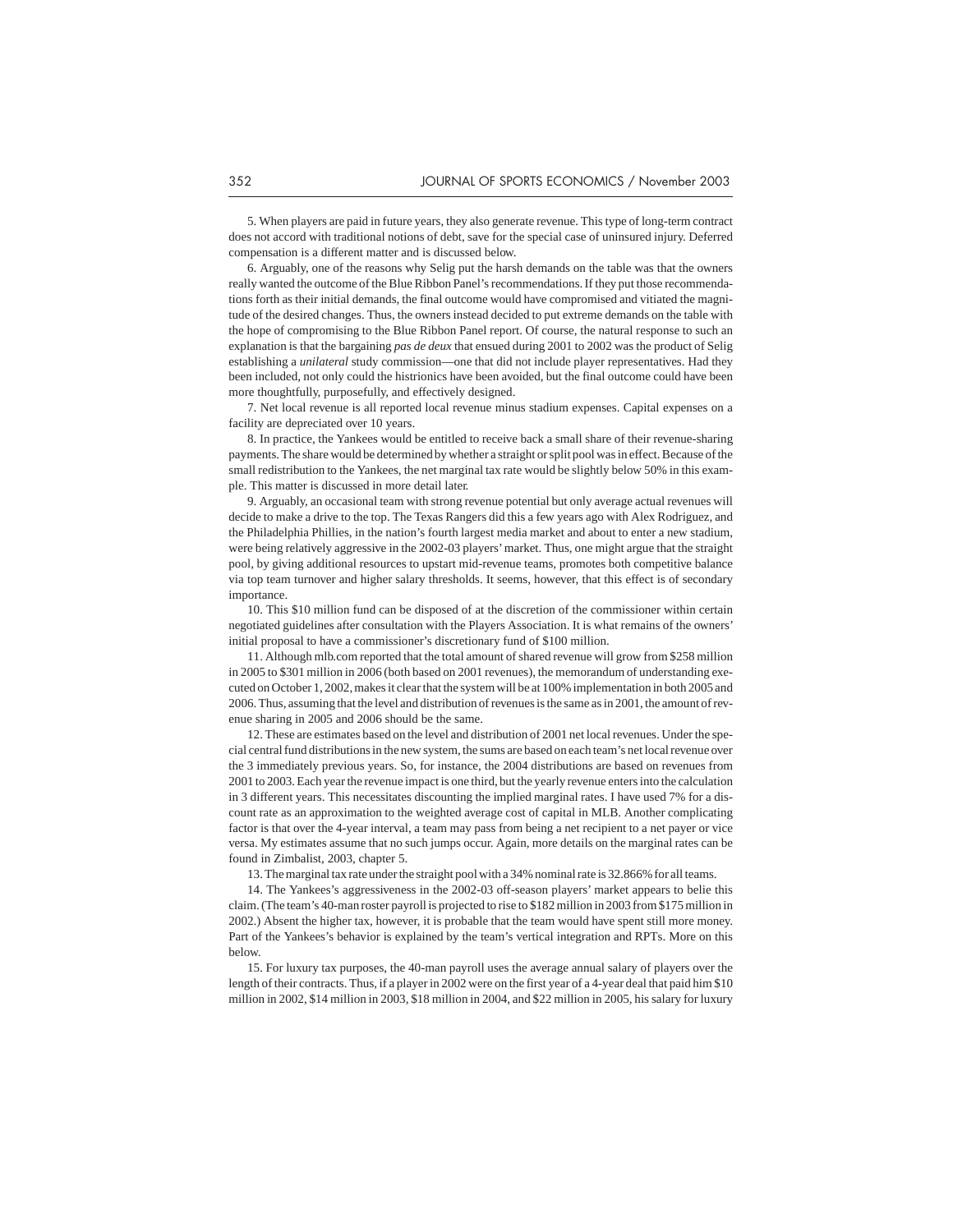5. When players are paid in future years, they also generate revenue. This type of long-term contract does not accord with traditional notions of debt, save for the special case of uninsured injury. Deferred compensation is a different matter and is discussed below.

6. Arguably, one of the reasons why Selig put the harsh demands on the table was that the owners really wanted the outcome of the Blue Ribbon Panel's recommendations. If they put those recommendations forth as their initial demands, the final outcome would have compromised and vitiated the magnitude of the desired changes. Thus, the owners instead decided to put extreme demands on the table with the hope of compromising to the Blue Ribbon Panel report. Of course, the natural response to such an explanation is that the bargaining *pas de deux* that ensued during 2001 to 2002 was the product of Selig establishing a *unilateral* study commission—one that did not include player representatives. Had they been included, not only could the histrionics have been avoided, but the final outcome could have been more thoughtfully, purposefully, and effectively designed.

7. Net local revenue is all reported local revenue minus stadium expenses. Capital expenses on a facility are depreciated over 10 years.

8. In practice, the Yankees would be entitled to receive back a small share of their revenue-sharing payments. The share would be determined by whether a straight or split pool was in effect. Because of the small redistribution to the Yankees, the net marginal tax rate would be slightly below 50% in this example. This matter is discussed in more detail later.

9. Arguably, an occasional team with strong revenue potential but only average actual revenues will decide to make a drive to the top. The Texas Rangers did this a few years ago with Alex Rodriguez, and the Philadelphia Phillies, in the nation's fourth largest media market and about to enter a new stadium, were being relatively aggressive in the 2002-03 players' market. Thus, one might argue that the straight pool, by giving additional resources to upstart mid-revenue teams, promotes both competitive balance via top team turnover and higher salary thresholds. It seems, however, that this effect is of secondary importance.

10. This $10 million fund can be disposed of at the discretion of the commissioner within certain negotiated guidelines after consultation with the Players Association. It is what remains of the owners' initial proposal to have a commissioner's discretionary fund of $100 million.

11. Although mlb.com reported that the total amount of shared revenue will grow from $258 million in 2005 to $301 million in 2006 (both based on 2001 revenues), the memorandum of understanding executed on October 1, 2002, makes it clear that the system will be at 100% implementation in both 2005 and 2006. Thus, assuming that the level and distribution of revenues is the same as in 2001, the amount of revenue sharing in 2005 and 2006 should be the same.

12. These are estimates based on the level and distribution of 2001 net local revenues. Under the special central fund distributions in the new system, the sums are based on each team's net local revenue over the 3 immediately previous years. So, for instance, the 2004 distributions are based on revenues from 2001 to 2003. Each year the revenue impact is one third, but the yearly revenue enters into the calculation in 3 different years. This necessitates discounting the implied marginal rates. I have used 7% for a discount rate as an approximation to the weighted average cost of capital in MLB. Another complicating factor is that over the 4-year interval, a team may pass from being a net recipient to a net payer or vice versa. My estimates assume that no such jumps occur. Again, more details on the marginal rates can be found in Zimbalist, 2003, chapter 5.

13. The marginal tax rate under the straight pool with a 34% nominal rate is 32.866% for all teams.

14. The Yankees's aggressiveness in the 2002-03 off-season players' market appears to belie this claim. (The team's 40-man roster payroll is projected to rise to $182 million in 2003 from $175 million in 2002.) Absent the higher tax, however, it is probable that the team would have spent still more money. Part of the Yankees's behavior is explained by the team's vertical integration and RPTs. More on this below.

15. For luxury tax purposes, the 40-man payroll uses the average annual salary of players over the length of their contracts. Thus, if a player in 2002 were on the first year of a 4-year deal that paid him $10 million in 2002, $14 million in 2003, $18 million in 2004, and $22 million in 2005, his salary for luxury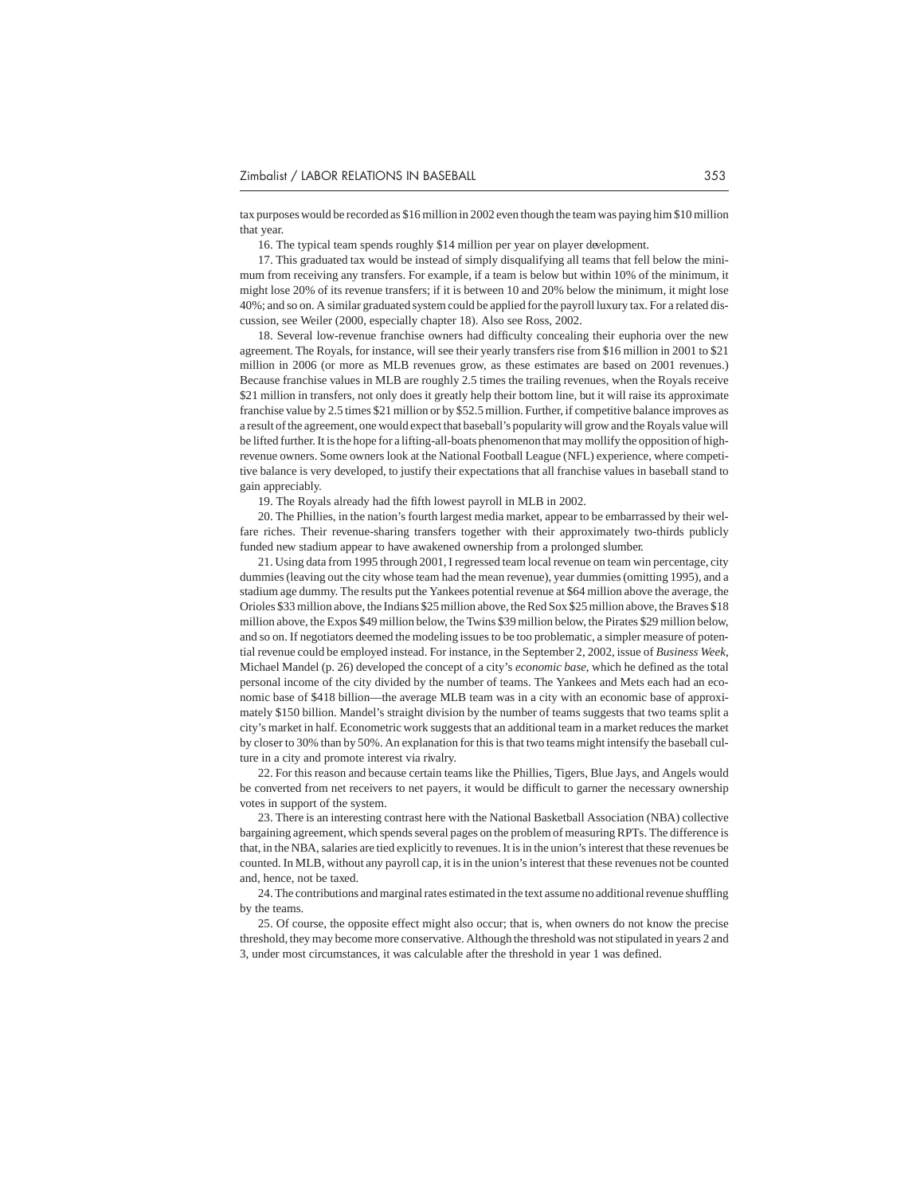tax purposes would be recorded as $16 million in 2002 even though the team was paying him $10 million that year.

16. The typical team spends roughly $14 million per year on player development.

17. This graduated tax would be instead of simply disqualifying all teams that fell below the minimum from receiving any transfers. For example, if a team is below but within 10% of the minimum, it might lose 20% of its revenue transfers; if it is between 10 and 20% below the minimum, it might lose 40%; and so on. A similar graduated system could be applied for the payroll luxury tax. For a related discussion, see Weiler (2000, especially chapter 18). Also see Ross, 2002.

18. Several low-revenue franchise owners had difficulty concealing their euphoria over the new agreement. The Royals, for instance, will see their yearly transfers rise from $16 million in 2001 to $21 million in 2006 (or more as MLB revenues grow, as these estimates are based on 2001 revenues.) Because franchise values in MLB are roughly 2.5 times the trailing revenues, when the Royals receive $21 million in transfers, not only does it greatly help their bottom line, but it will raise its approximate franchise value by 2.5 times $21 million or by $52.5 million. Further, if competitive balance improves as a result of the agreement, one would expect that baseball's popularity will grow and the Royals value will be lifted further. It is the hope for a lifting-all-boats phenomenon that may mollify the opposition of high-revenue owners. Some owners look at the National Football League (NFL) experience, where competitive balance is very developed, to justify their expectations that all franchise values in baseball stand to gain appreciably.

19. The Royals already had the fifth lowest payroll in MLB in 2002.

20. The Phillies, in the nation's fourth largest media market, appear to be embarrassed by their welfare riches. Their revenue-sharing transfers together with their approximately two-thirds publicly funded new stadium appear to have awakened ownership from a prolonged slumber.

21. Using data from 1995 through 2001, I regressed team local revenue on team win percentage, city dummies (leaving out the city whose team had the mean revenue), year dummies (omitting 1995), and a stadium age dummy. The results put the Yankees potential revenue at $64 million above the average, the Orioles $33 million above, the Indians $25 million above, the Red Sox $25 million above, the Braves $18 million above, the Expos $49 million below, the Twins $39 million below, the Pirates $29 million below, and so on. If negotiators deemed the modeling issues to be too problematic, a simpler measure of potential revenue could be employed instead. For instance, in the September 2, 2002, issue of *Business Week*, Michael Mandel (p. 26) developed the concept of a city's *economic base*, which he defined as the total personal income of the city divided by the number of teams. The Yankees and Mets each had an economic base of $418 billion—the average MLB team was in a city with an economic base of approximately $150 billion. Mandel's straight division by the number of teams suggests that two teams split a city's market in half. Econometric work suggests that an additional team in a market reduces the market by closer to 30% than by 50%. An explanation for this is that two teams might intensify the baseball culture in a city and promote interest via rivalry.

22. For this reason and because certain teams like the Phillies, Tigers, Blue Jays, and Angels would be converted from net receivers to net payers, it would be difficult to garner the necessary ownership votes in support of the system.

23. There is an interesting contrast here with the National Basketball Association (NBA) collective bargaining agreement, which spends several pages on the problem of measuring RPTs. The difference is that, in the NBA, salaries are tied explicitly to revenues. It is in the union's interest that these revenues be counted. In MLB, without any payroll cap, it is in the union's interest that these revenues not be counted and, hence, not be taxed.

24. The contributions and marginal rates estimated in the text assume no additional revenue shuffling by the teams.

25. Of course, the opposite effect might also occur; that is, when owners do not know the precise threshold, they may become more conservative. Although the threshold was not stipulated in years 2 and 3, under most circumstances, it was calculable after the threshold in year 1 was defined.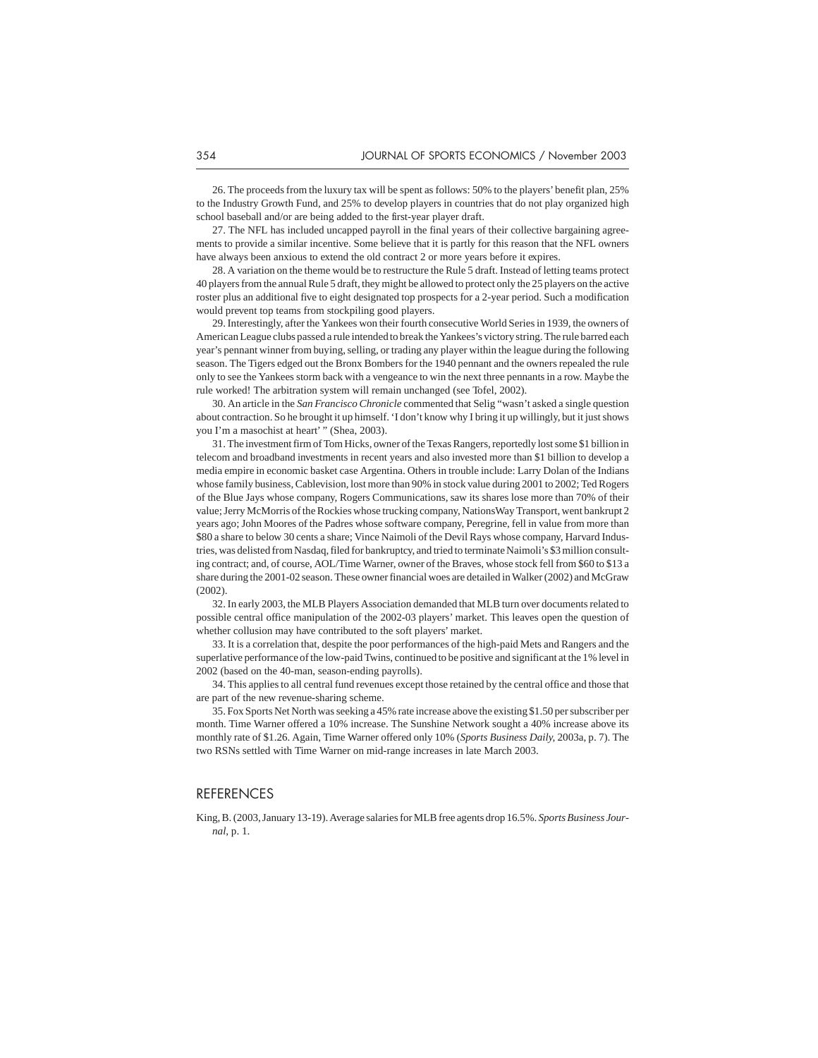26. The proceeds from the luxury tax will be spent as follows: 50% to the players' benefit plan, 25% to the Industry Growth Fund, and 25% to develop players in countries that do not play organized high school baseball and/or are being added to the first-year player draft.

27. The NFL has included uncapped payroll in the final years of their collective bargaining agreements to provide a similar incentive. Some believe that it is partly for this reason that the NFL owners have always been anxious to extend the old contract 2 or more years before it expires.

28. A variation on the theme would be to restructure the Rule 5 draft. Instead of letting teams protect 40 players from the annual Rule 5 draft, they might be allowed to protect only the 25 players on the active roster plus an additional five to eight designated top prospects for a 2-year period. Such a modification would prevent top teams from stockpiling good players.

29. Interestingly, after the Yankees won their fourth consecutive World Series in 1939, the owners of American League clubs passed a rule intended to break the Yankees's victory string. The rule barred each year's pennant winner from buying, selling, or trading any player within the league during the following season. The Tigers edged out the Bronx Bombers for the 1940 pennant and the owners repealed the rule only to see the Yankees storm back with a vengeance to win the next three pennants in a row. Maybe the rule worked! The arbitration system will remain unchanged (see Tofel, 2002).

30. An article in the *San Francisco Chronicle* commented that Selig "wasn't asked a single question about contraction. So he brought it up himself. 'I don't know why I bring it up willingly, but it just shows you I'm a masochist at heart' " (Shea, 2003).

31. The investment firm of Tom Hicks, owner of the Texas Rangers, reportedly lost some $1 billion in telecom and broadband investments in recent years and also invested more than $1 billion to develop a media empire in economic basket case Argentina. Others in trouble include: Larry Dolan of the Indians whose family business, Cablevision, lost more than 90% in stock value during 2001 to 2002; Ted Rogers of the Blue Jays whose company, Rogers Communications, saw its shares lose more than 70% of their value; Jerry McMorris of the Rockies whose trucking company, NationsWay Transport, went bankrupt 2 years ago; John Moores of the Padres whose software company, Peregrine, fell in value from more than $80 a share to below 30 cents a share; Vince Naimoli of the Devil Rays whose company, Harvard Industries, was delisted from Nasdaq, filed for bankruptcy, and tried to terminate Naimoli's $3 million consulting contract; and, of course, AOL/Time Warner, owner of the Braves, whose stock fell from $60 to $13 a share during the 2001-02 season. These owner financial woes are detailed in Walker (2002) and McGraw (2002).

32. In early 2003, the MLB Players Association demanded that MLB turn over documents related to possible central office manipulation of the 2002-03 players' market. This leaves open the question of whether collusion may have contributed to the soft players' market.

33. It is a correlation that, despite the poor performances of the high-paid Mets and Rangers and the superlative performance of the low-paid Twins, continued to be positive and significant at the 1% level in 2002 (based on the 40-man, season-ending payrolls).

34. This applies to all central fund revenues except those retained by the central office and those that are part of the new revenue-sharing scheme.

35. Fox Sports Net North was seeking a 45% rate increase above the existing $1.50 per subscriber per month. Time Warner offered a 10% increase. The Sunshine Network sought a 40% increase above its monthly rate of $1.26. Again, Time Warner offered only 10% (*Sports Business Daily*, 2003a, p. 7). The two RSNs settled with Time Warner on mid-range increases in late March 2003.

## REFERENCES

King, B. (2003, January 13-19). Average salaries for MLB free agents drop 16.5%. *Sports Business Journal*, p. 1.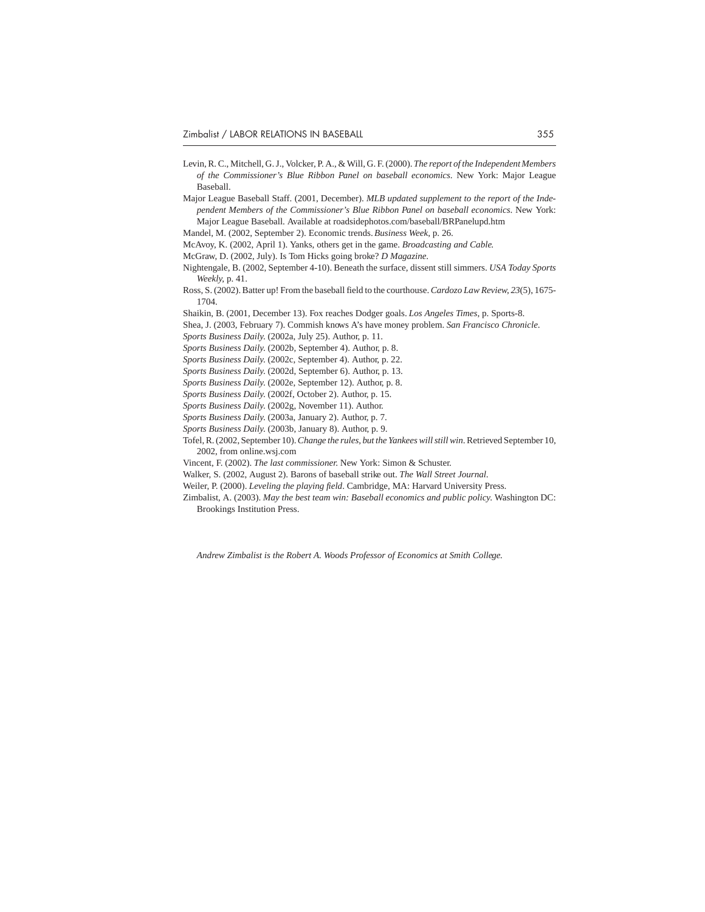Levin, R. C., Mitchell, G. J., Volcker, P. A., & Will, G. F. (2000). *The report of the Independent Members of the Commissioner's Blue Ribbon Panel on baseball economics*. New York: Major League Baseball.

Major League Baseball Staff. (2001, December). *MLB updated supplement to the report of the Independent Members of the Commissioner's Blue Ribbon Panel on baseball economics*. New York: Major League Baseball. Available at roadsidephotos.com/baseball/BRPanelupd.htm

Mandel, M. (2002, September 2). Economic trends. *Business Week*, p. 26.

McAvoy, K. (2002, April 1). Yanks, others get in the game. *Broadcasting and Cable*.

McGraw, D. (2002, July). Is Tom Hicks going broke? *D Magazine*.

Nightengale, B. (2002, September 4-10). Beneath the surface, dissent still simmers. *USA Today Sports Weekly*, p. 41.

Ross, S. (2002). Batter up! From the baseball field to the courthouse. *Cardozo Law Review*, *23*(5), 1675-1704.

Shaikin, B. (2001, December 13). Fox reaches Dodger goals. *Los Angeles Times*, p. Sports-8.

Shea, J. (2003, February 7). Commish knows A's have money problem. *San Francisco Chronicle*.

*Sports Business Daily*. (2002a, July 25). Author, p. 11.

*Sports Business Daily*. (2002b, September 4). Author, p. 8.

*Sports Business Daily*. (2002c, September 4). Author, p. 22.

*Sports Business Daily*. (2002d, September 6). Author, p. 13.

*Sports Business Daily*. (2002e, September 12). Author, p. 8.

*Sports Business Daily*. (2002f, October 2). Author, p. 15.

*Sports Business Daily*. (2002g, November 11). Author.

*Sports Business Daily*. (2003a, January 2). Author, p. 7.

*Sports Business Daily*. (2003b, January 8). Author, p. 9.

Tofel, R. (2002, September 10). *Change the rules, but the Yankees will still win*. Retrieved September 10, 2002, from online.wsj.com

Vincent, F. (2002). *The last commissioner*. New York: Simon & Schuster.

Walker, S. (2002, August 2). Barons of baseball strike out. *The Wall Street Journal*.

Weiler, P. (2000). *Leveling the playing field*. Cambridge, MA: Harvard University Press.

Zimbalist, A. (2003). *May the best team win: Baseball economics and public policy*. Washington DC: Brookings Institution Press.

*Andrew Zimbalist is the Robert A. Woods Professor of Economics at Smith College.*